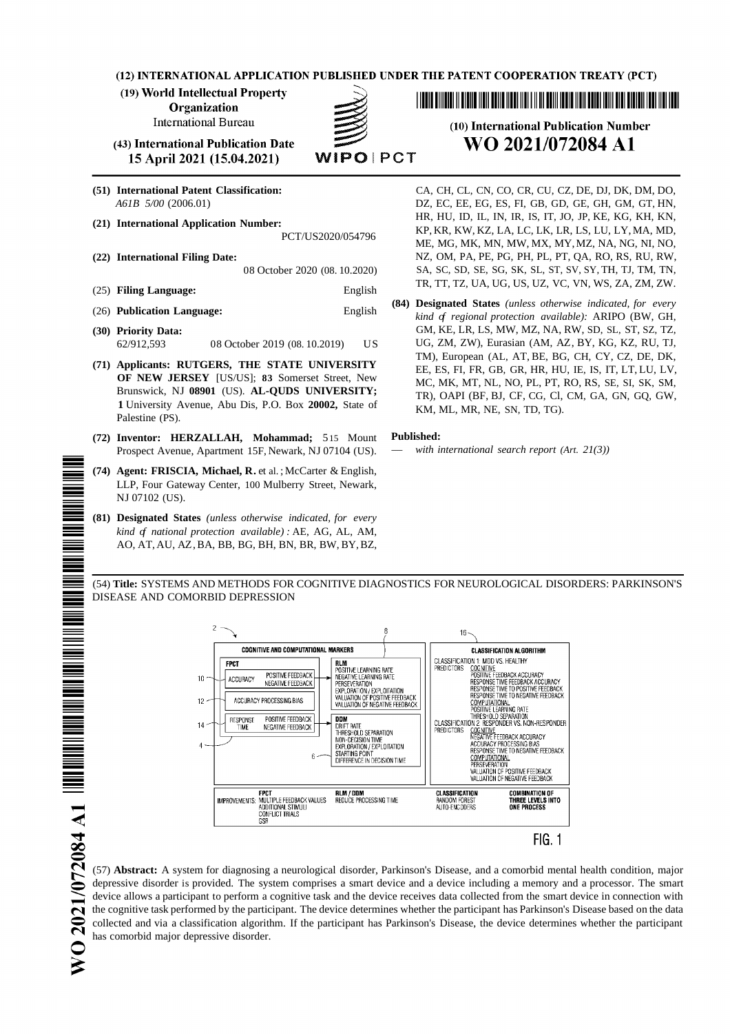(12) INTERNATIONAL APPLICATION PUBLISHED UNDER THE PATENT COOPERATION TREATY (PCT)

(19) World Intellectual Property Organization
International Bureau

(43) International Publication Date
15 April 2021 (15.04.2021)

WIPO | PCT

(10) International Publication Number
**WO 2021/072084 A1**

**(51) International Patent Classification:**
*A61B 5/00* (2006.01)

**(21) International Application Number:** PCT/US2020/054796

**(22) International Filing Date:** 08 October 2020 (08.10.2020)

(25) **Filing Language:** English

(26) **Publication Language:** English

**(30) Priority Data:**
62/912,593 08 October 2019 (08.10.2019) US

**(71) Applicants: RUTGERS, THE STATE UNIVERSITY OF NEW JERSEY** [US/US]; **83** Somerset Street, New Brunswick, NJ **08901** (US). **AL-QUDS UNIVERSITY; 1** University Avenue, Abu Dis, P.O. Box **20002,** State of Palestine (PS).

**(72) Inventor: HERZALLAH, Mohammad;** 515 Mount Prospect Avenue, Apartment 15F, Newark, NJ 07104 (US).

**(74) Agent: FRISCIA, Michael, R.** et al.; McCarter & English, LLP, Four Gateway Center, 100 Mulberry Street, Newark, NJ 07102 (US).

**(81) Designated States** *(unless otherwise indicated, for every kind of national protection available)* : AE, AG, AL, AM, AO, AT, AU, AZ, BA, BB, BG, BH, BN, BR, BW, BY, BZ, CA, CH, CL, CN, CO, CR, CU, CZ, DE, DJ, DK, DM, DO, DZ, EC, EE, EG, ES, FI, GB, GD, GE, GH, GM, GT, HN, HR, HU, ID, IL, IN, IR, IS, IT, JO, JP, KE, KG, KH, KN, KP, KR, KW, KZ, LA, LC, LK, LR, LS, LU, LY, MA, MD, ME, MG, MK, MN, MW, MX, MY, MZ, NA, NG, NI, NO, NZ, OM, PA, PE, PG, PH, PL, PT, QA, RO, RS, RU, RW, SA, SC, SD, SE, SG, SK, SL, ST, SV, SY, TH, TJ, TM, TN, TR, TT, TZ, UA, UG, US, UZ, VC, VN, WS, ZA, ZM, ZW.

**(84) Designated States** *(unless otherwise indicated, for every kind of regional protection available):* ARIPO (BW, GH, GM, KE, LR, LS, MW, MZ, NA, RW, SD, SL, ST, SZ, TZ, UG, ZM, ZW), Eurasian (AM, AZ, BY, KG, KZ, RU, TJ, TM), European (AL, AT, BE, BG, CH, CY, CZ, DE, DK, EE, ES, FI, FR, GB, GR, HR, HU, IE, IS, IT, LT, LU, LV, MC, MK, MT, NL, NO, PL, PT, RO, RS, SE, SI, SK, SM, TR), OAPI (BF, BJ, CF, CG, CI, CM, GA, GN, GQ, GW, KM, ML, MR, NE, SN, TD, TG).

**Published:**
— *with international search report (Art. 21(3))*

(54) **Title:** SYSTEMS AND METHODS FOR COGNITIVE DIAGNOSTICS FOR NEUROLOGICAL DISORDERS: PARKINSON'S DISEASE AND COMORBID DEPRESSION

FIG. 1

(57) **Abstract:** A system for diagnosing a neurological disorder, Parkinson's Disease, and a comorbid mental health condition, major depressive disorder is provided. The system comprises a smart device and a device including a memory and a processor. The smart device allows a participant to perform a cognitive task and the device receives data collected from the smart device in connection with the cognitive task performed by the participant. The device determines whether the participant has Parkinson's Disease based on the data collected and via a classification algorithm. If the participant has Parkinson's Disease, the device determines whether the participant has comorbid major depressive disorder.

WO 2021/072084 A1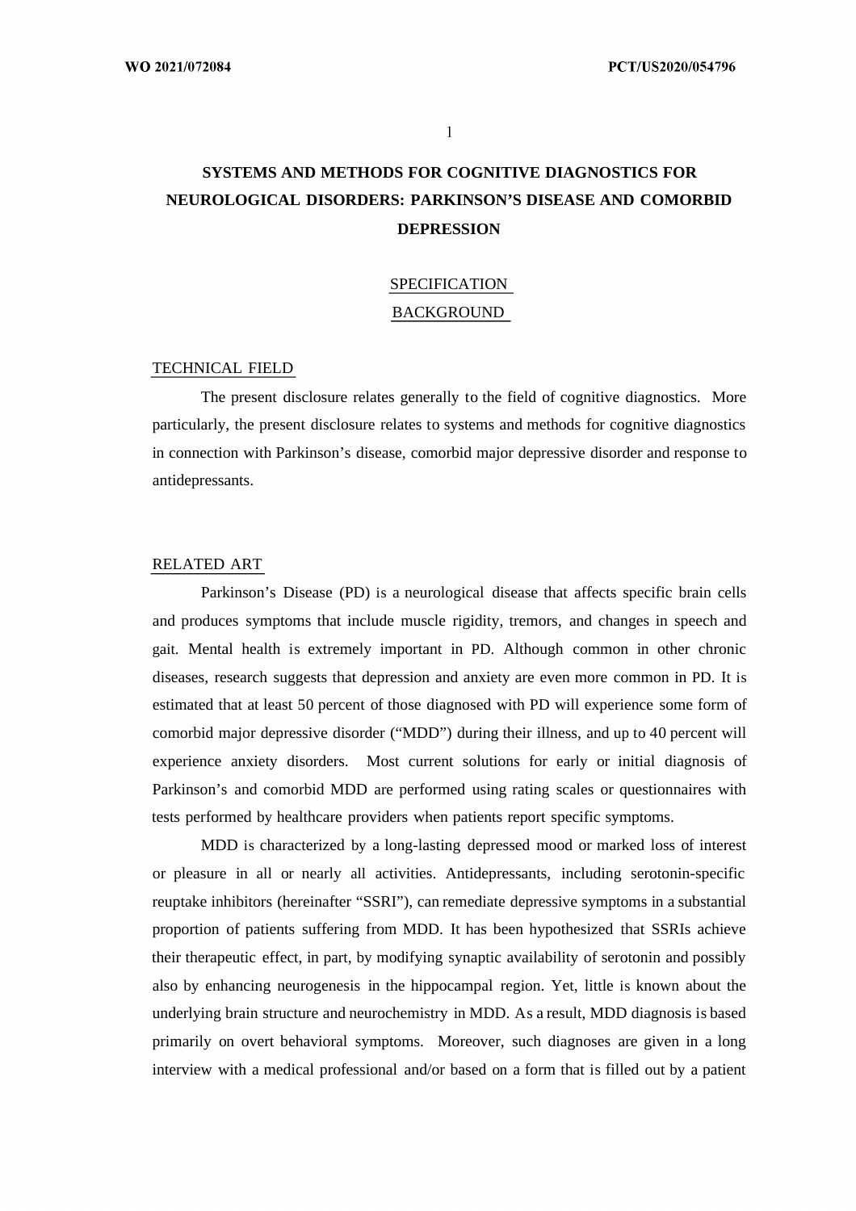# SYSTEMS AND METHODS FOR COGNITIVE DIAGNOSTICS FOR NEUROLOGICAL DISORDERS: PARKINSON'S DISEASE AND COMORBID DEPRESSION

## SPECIFICATION

## BACKGROUND

### TECHNICAL FIELD

The present disclosure relates generally to the field of cognitive diagnostics. More particularly, the present disclosure relates to systems and methods for cognitive diagnostics in connection with Parkinson's disease, comorbid major depressive disorder and response to antidepressants.

### RELATED ART

Parkinson's Disease (PD) is a neurological disease that affects specific brain cells and produces symptoms that include muscle rigidity, tremors, and changes in speech and gait. Mental health is extremely important in PD. Although common in other chronic diseases, research suggests that depression and anxiety are even more common in PD. It is estimated that at least 50 percent of those diagnosed with PD will experience some form of comorbid major depressive disorder ("MDD") during their illness, and up to 40 percent will experience anxiety disorders. Most current solutions for early or initial diagnosis of Parkinson's and comorbid MDD are performed using rating scales or questionnaires with tests performed by healthcare providers when patients report specific symptoms.

MDD is characterized by a long-lasting depressed mood or marked loss of interest or pleasure in all or nearly all activities. Antidepressants, including serotonin-specific reuptake inhibitors (hereinafter "SSRI"), can remediate depressive symptoms in a substantial proportion of patients suffering from MDD. It has been hypothesized that SSRIs achieve their therapeutic effect, in part, by modifying synaptic availability of serotonin and possibly also by enhancing neurogenesis in the hippocampal region. Yet, little is known about the underlying brain structure and neurochemistry in MDD. As a result, MDD diagnosis is based primarily on overt behavioral symptoms. Moreover, such diagnoses are given in a long interview with a medical professional and/or based on a form that is filled out by a patient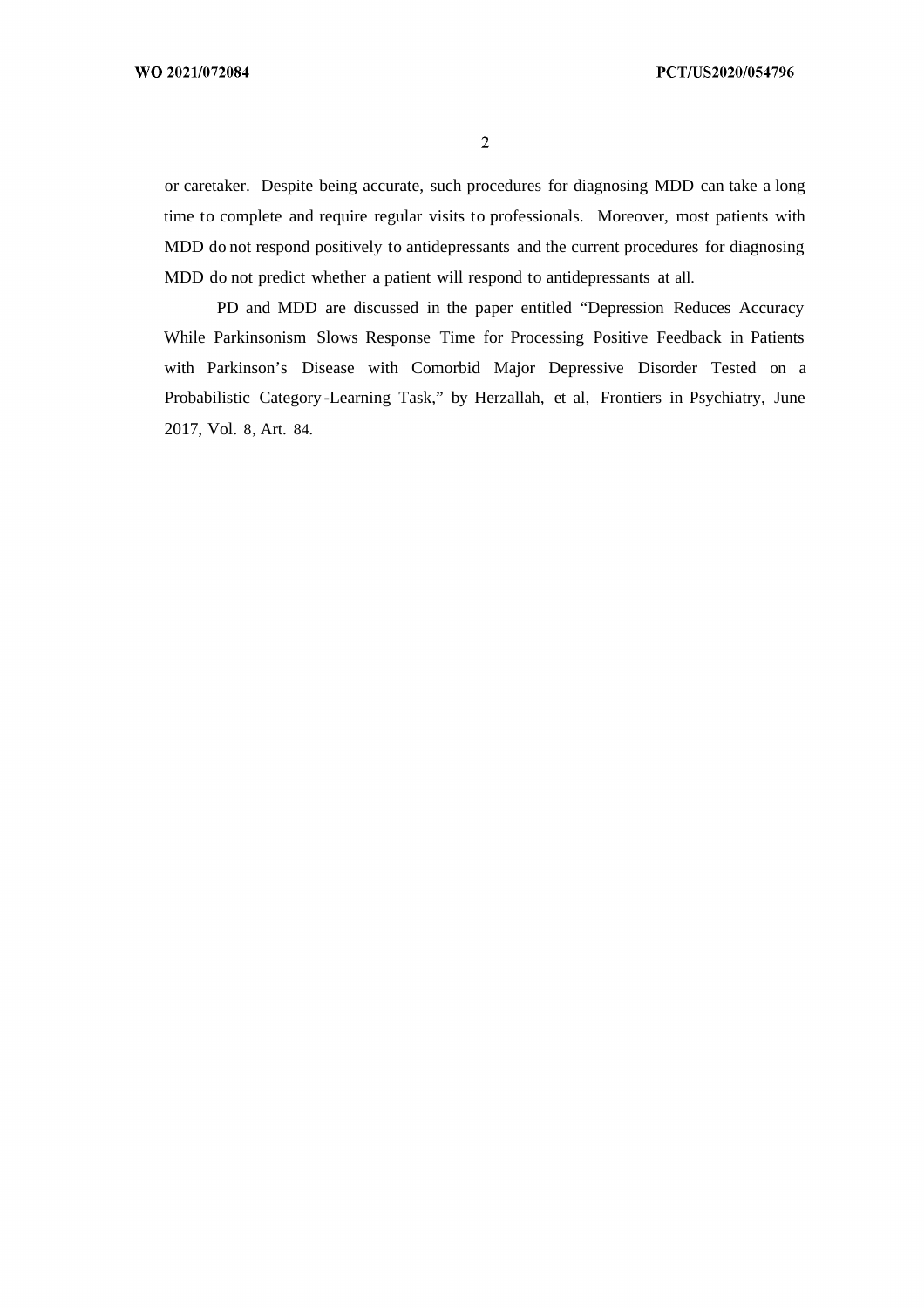or caretaker. Despite being accurate, such procedures for diagnosing MDD can take a long time to complete and require regular visits to professionals. Moreover, most patients with MDD do not respond positively to antidepressants and the current procedures for diagnosing MDD do not predict whether a patient will respond to antidepressants at all.

PD and MDD are discussed in the paper entitled "Depression Reduces Accuracy While Parkinsonism Slows Response Time for Processing Positive Feedback in Patients with Parkinson's Disease with Comorbid Major Depressive Disorder Tested on a Probabilistic Category-Learning Task," by Herzallah, et al, Frontiers in Psychiatry, June 2017, Vol. 8, Art. 84.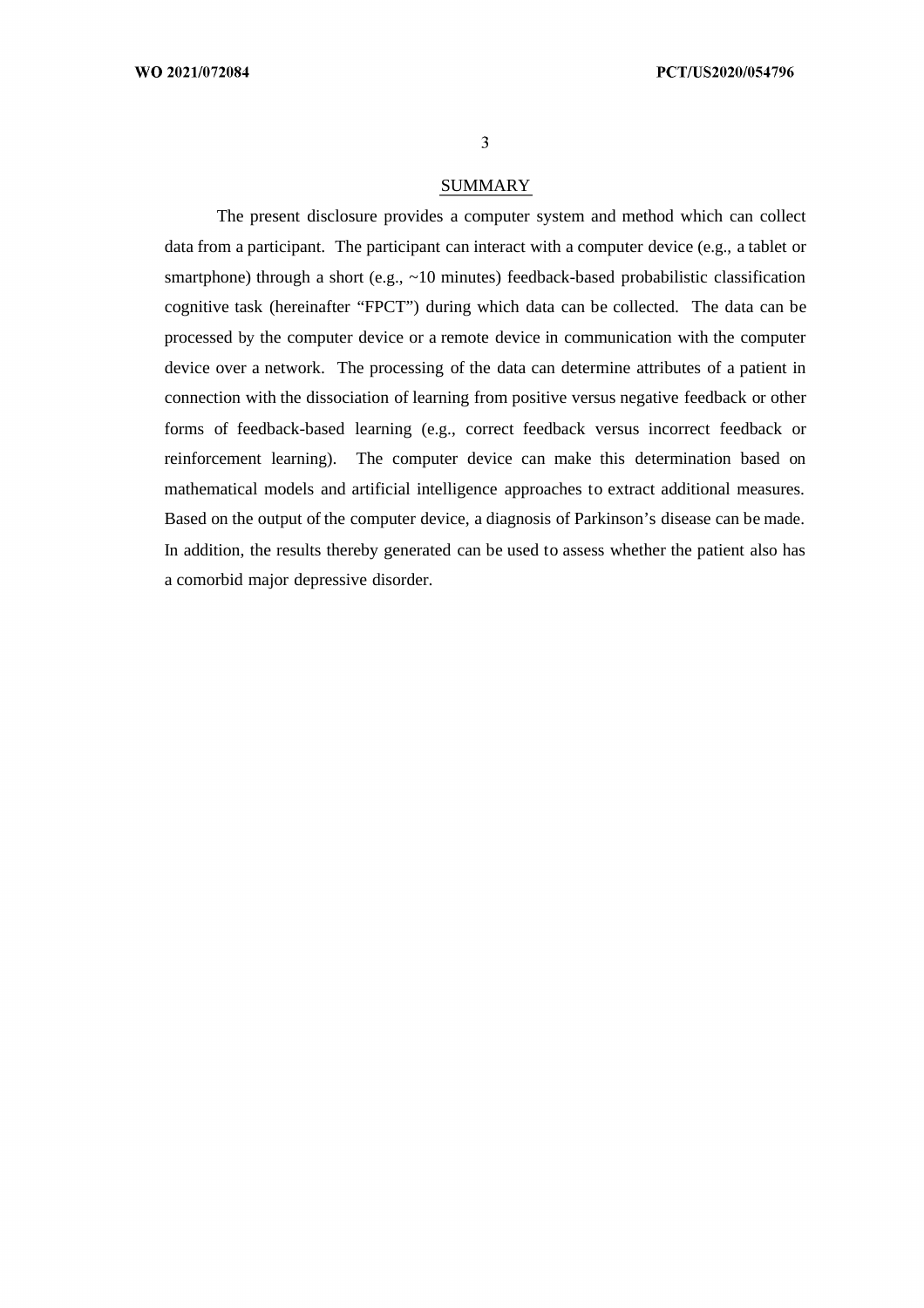## SUMMARY

The present disclosure provides a computer system and method which can collect data from a participant. The participant can interact with a computer device (e.g., a tablet or smartphone) through a short (e.g., ~10 minutes) feedback-based probabilistic classification cognitive task (hereinafter "FPCT") during which data can be collected. The data can be processed by the computer device or a remote device in communication with the computer device over a network. The processing of the data can determine attributes of a patient in connection with the dissociation of learning from positive versus negative feedback or other forms of feedback-based learning (e.g., correct feedback versus incorrect feedback or reinforcement learning). The computer device can make this determination based on mathematical models and artificial intelligence approaches to extract additional measures. Based on the output of the computer device, a diagnosis of Parkinson's disease can be made. In addition, the results thereby generated can be used to assess whether the patient also has a comorbid major depressive disorder.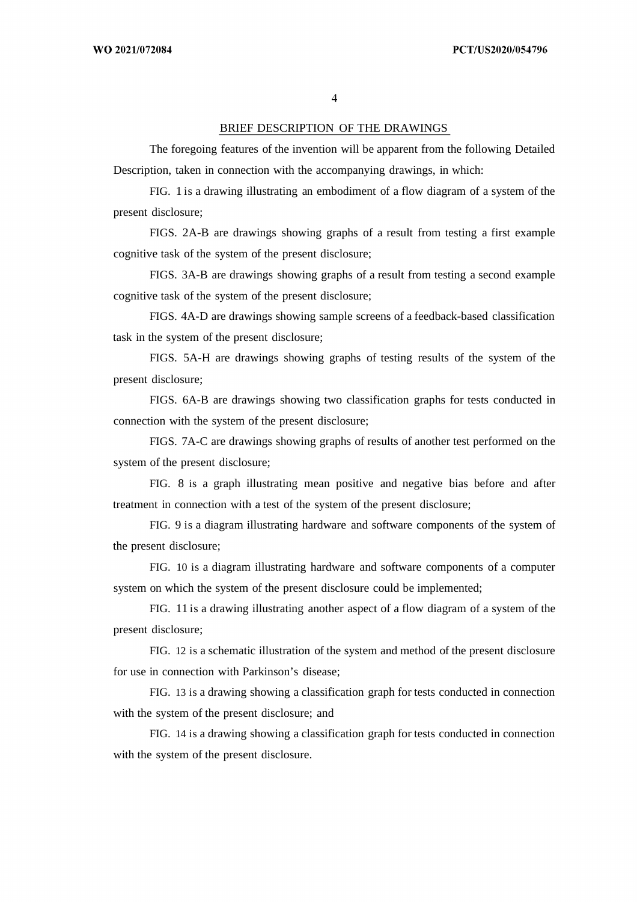## BRIEF DESCRIPTION OF THE DRAWINGS

The foregoing features of the invention will be apparent from the following Detailed Description, taken in connection with the accompanying drawings, in which:

FIG. 1 is a drawing illustrating an embodiment of a flow diagram of a system of the present disclosure;

FIGS. 2A-B are drawings showing graphs of a result from testing a first example cognitive task of the system of the present disclosure;

FIGS. 3A-B are drawings showing graphs of a result from testing a second example cognitive task of the system of the present disclosure;

FIGS. 4A-D are drawings showing sample screens of a feedback-based classification task in the system of the present disclosure;

FIGS. 5A-H are drawings showing graphs of testing results of the system of the present disclosure;

FIGS. 6A-B are drawings showing two classification graphs for tests conducted in connection with the system of the present disclosure;

FIGS. 7A-C are drawings showing graphs of results of another test performed on the system of the present disclosure;

FIG. 8 is a graph illustrating mean positive and negative bias before and after treatment in connection with a test of the system of the present disclosure;

FIG. 9 is a diagram illustrating hardware and software components of the system of the present disclosure;

FIG. 10 is a diagram illustrating hardware and software components of a computer system on which the system of the present disclosure could be implemented;

FIG. 11 is a drawing illustrating another aspect of a flow diagram of a system of the present disclosure;

FIG. 12 is a schematic illustration of the system and method of the present disclosure for use in connection with Parkinson's disease;

FIG. 13 is a drawing showing a classification graph for tests conducted in connection with the system of the present disclosure; and

FIG. 14 is a drawing showing a classification graph for tests conducted in connection with the system of the present disclosure.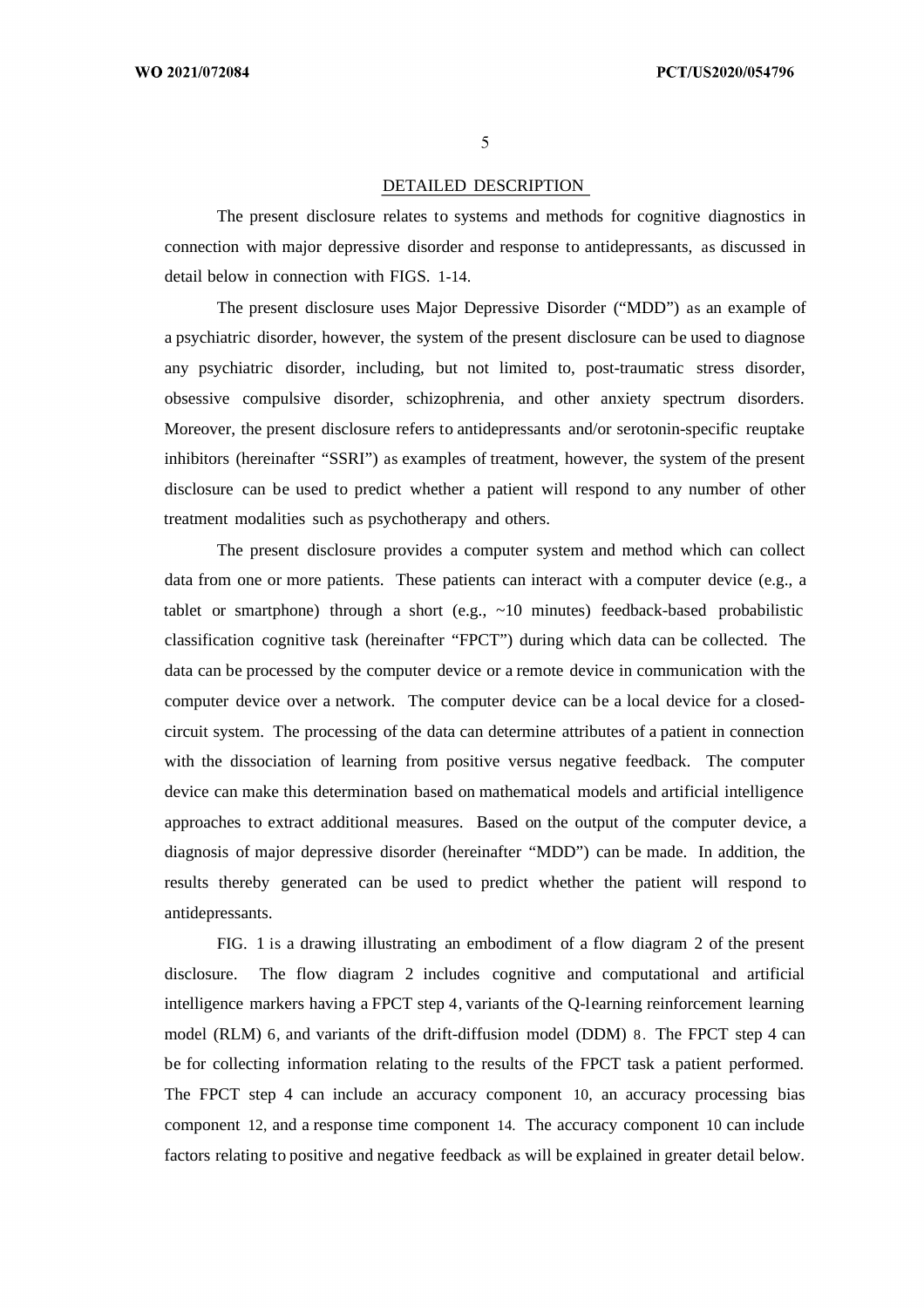## DETAILED DESCRIPTION

The present disclosure relates to systems and methods for cognitive diagnostics in connection with major depressive disorder and response to antidepressants, as discussed in detail below in connection with FIGS. 1-14.

The present disclosure uses Major Depressive Disorder ("MDD") as an example of a psychiatric disorder, however, the system of the present disclosure can be used to diagnose any psychiatric disorder, including, but not limited to, post-traumatic stress disorder, obsessive compulsive disorder, schizophrenia, and other anxiety spectrum disorders. Moreover, the present disclosure refers to antidepressants and/or serotonin-specific reuptake inhibitors (hereinafter "SSRI") as examples of treatment, however, the system of the present disclosure can be used to predict whether a patient will respond to any number of other treatment modalities such as psychotherapy and others.

The present disclosure provides a computer system and method which can collect data from one or more patients. These patients can interact with a computer device (e.g., a tablet or smartphone) through a short (e.g., ~10 minutes) feedback-based probabilistic classification cognitive task (hereinafter "FPCT") during which data can be collected. The data can be processed by the computer device or a remote device in communication with the computer device over a network. The computer device can be a local device for a closed-circuit system. The processing of the data can determine attributes of a patient in connection with the dissociation of learning from positive versus negative feedback. The computer device can make this determination based on mathematical models and artificial intelligence approaches to extract additional measures. Based on the output of the computer device, a diagnosis of major depressive disorder (hereinafter "MDD") can be made. In addition, the results thereby generated can be used to predict whether the patient will respond to antidepressants.

FIG. 1 is a drawing illustrating an embodiment of a flow diagram 2 of the present disclosure. The flow diagram 2 includes cognitive and computational and artificial intelligence markers having a FPCT step 4, variants of the Q-learning reinforcement learning model (RLM) 6, and variants of the drift-diffusion model (DDM) 8. The FPCT step 4 can be for collecting information relating to the results of the FPCT task a patient performed. The FPCT step 4 can include an accuracy component 10, an accuracy processing bias component 12, and a response time component 14. The accuracy component 10 can include factors relating to positive and negative feedback as will be explained in greater detail below.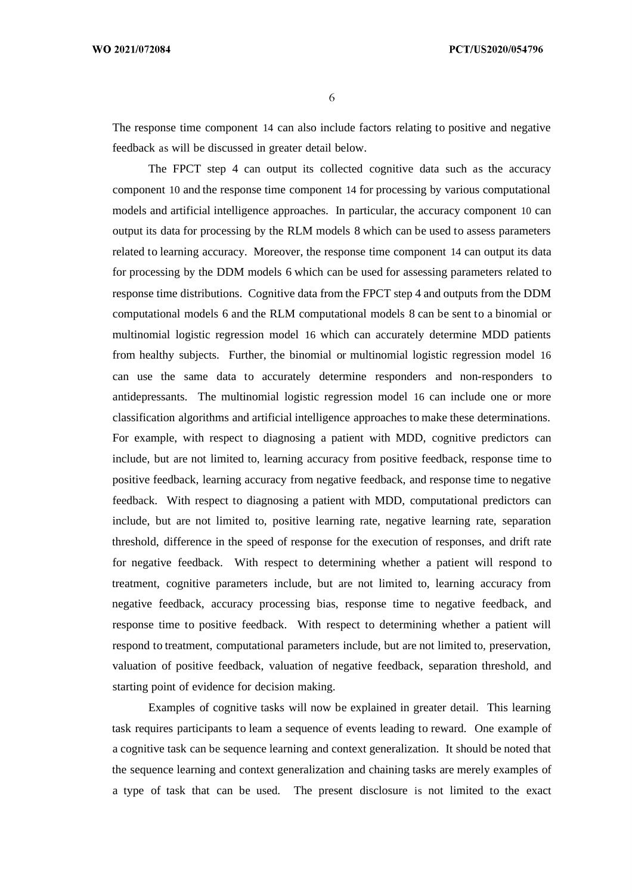The response time component 14 can also include factors relating to positive and negative feedback as will be discussed in greater detail below.

The FPCT step 4 can output its collected cognitive data such as the accuracy component 10 and the response time component 14 for processing by various computational models and artificial intelligence approaches. In particular, the accuracy component 10 can output its data for processing by the RLM models 8 which can be used to assess parameters related to learning accuracy. Moreover, the response time component 14 can output its data for processing by the DDM models 6 which can be used for assessing parameters related to response time distributions. Cognitive data from the FPCT step 4 and outputs from the DDM computational models 6 and the RLM computational models 8 can be sent to a binomial or multinomial logistic regression model 16 which can accurately determine MDD patients from healthy subjects. Further, the binomial or multinomial logistic regression model 16 can use the same data to accurately determine responders and non-responders to antidepressants. The multinomial logistic regression model 16 can include one or more classification algorithms and artificial intelligence approaches to make these determinations. For example, with respect to diagnosing a patient with MDD, cognitive predictors can include, but are not limited to, learning accuracy from positive feedback, response time to positive feedback, learning accuracy from negative feedback, and response time to negative feedback. With respect to diagnosing a patient with MDD, computational predictors can include, but are not limited to, positive learning rate, negative learning rate, separation threshold, difference in the speed of response for the execution of responses, and drift rate for negative feedback. With respect to determining whether a patient will respond to treatment, cognitive parameters include, but are not limited to, learning accuracy from negative feedback, accuracy processing bias, response time to negative feedback, and response time to positive feedback. With respect to determining whether a patient will respond to treatment, computational parameters include, but are not limited to, preservation, valuation of positive feedback, valuation of negative feedback, separation threshold, and starting point of evidence for decision making.

Examples of cognitive tasks will now be explained in greater detail. This learning task requires participants to leam a sequence of events leading to reward. One example of a cognitive task can be sequence learning and context generalization. It should be noted that the sequence learning and context generalization and chaining tasks are merely examples of a type of task that can be used. The present disclosure is not limited to the exact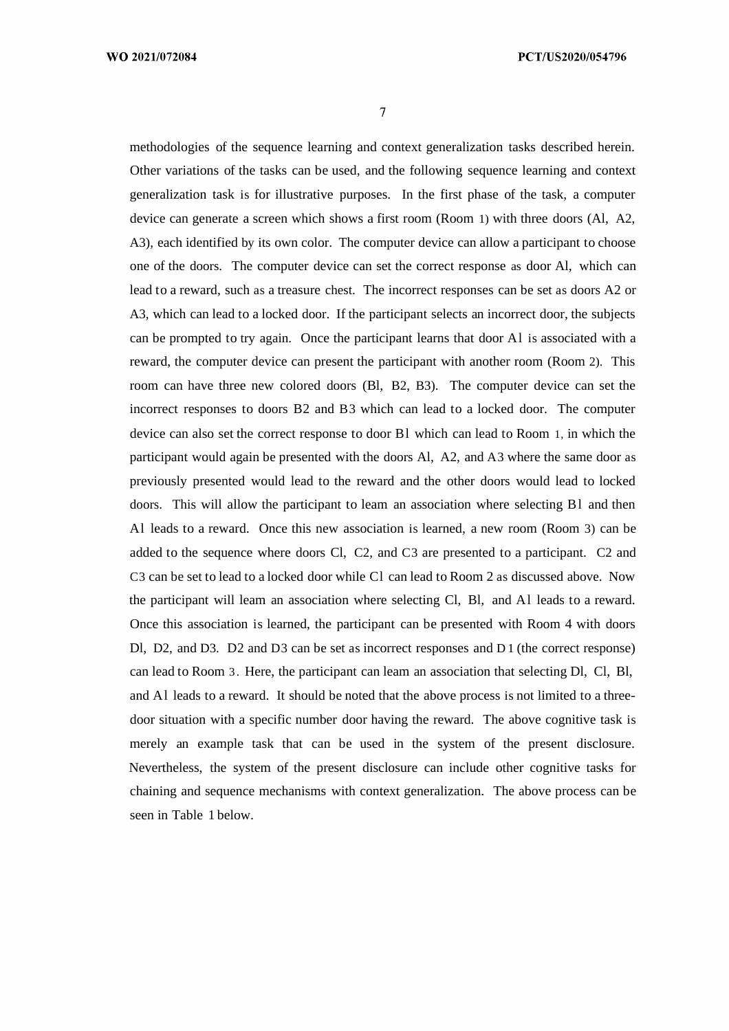methodologies of the sequence learning and context generalization tasks described herein. Other variations of the tasks can be used, and the following sequence learning and context generalization task is for illustrative purposes. In the first phase of the task, a computer device can generate a screen which shows a first room (Room 1) with three doors (Al, A2, A3), each identified by its own color. The computer device can allow a participant to choose one of the doors. The computer device can set the correct response as door Al, which can lead to a reward, such as a treasure chest. The incorrect responses can be set as doors A2 or A3, which can lead to a locked door. If the participant selects an incorrect door, the subjects can be prompted to try again. Once the participant learns that door Al is associated with a reward, the computer device can present the participant with another room (Room 2). This room can have three new colored doors (Bl, B2, B3). The computer device can set the incorrect responses to doors B2 and B3 which can lead to a locked door. The computer device can also set the correct response to door Bl which can lead to Room 1, in which the participant would again be presented with the doors Al, A2, and A3 where the same door as previously presented would lead to the reward and the other doors would lead to locked doors. This will allow the participant to leam an association where selecting Bl and then Al leads to a reward. Once this new association is learned, a new room (Room 3) can be added to the sequence where doors Cl, C2, and C3 are presented to a participant. C2 and C3 can be set to lead to a locked door while Cl can lead to Room 2 as discussed above. Now the participant will leam an association where selecting Cl, Bl, and Al leads to a reward. Once this association is learned, the participant can be presented with Room 4 with doors Dl, D2, and D3. D2 and D3 can be set as incorrect responses and D1 (the correct response) can lead to Room 3. Here, the participant can leam an association that selecting Dl, Cl, Bl, and Al leads to a reward. It should be noted that the above process is not limited to a three-door situation with a specific number door having the reward. The above cognitive task is merely an example task that can be used in the system of the present disclosure. Nevertheless, the system of the present disclosure can include other cognitive tasks for chaining and sequence mechanisms with context generalization. The above process can be seen in Table 1 below.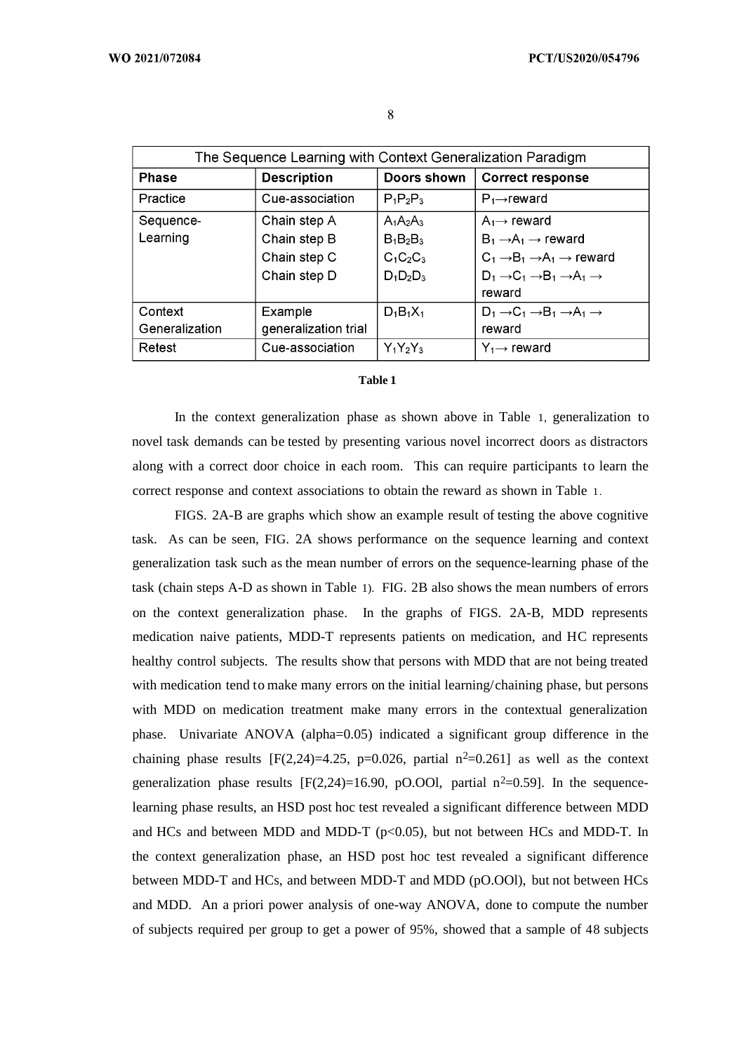| The Sequence Learning with Context Generalization Paradigm | | | |
|---|---|---|---|
| **Phase** | **Description** | **Doors shown** | **Correct response** |
| Practice | Cue-association | $P_1P_2P_3$ | $P_1 \rightarrow$ reward |
| Sequence-Learning | Chain step A<br>Chain step B<br>Chain step C<br>Chain step D | $A_1A_2A_3$<br>$B_1B_2B_3$<br>$C_1C_2C_3$<br>$D_1D_2D_3$ | $A_1 \rightarrow$ reward<br>$B_1 \rightarrow A_1 \rightarrow$ reward<br>$C_1 \rightarrow B_1 \rightarrow A_1 \rightarrow$ reward<br>$D_1 \rightarrow C_1 \rightarrow B_1 \rightarrow A_1 \rightarrow$ reward |
| Context Generalization | Example generalization trial | $D_1B_1X_1$ | $D_1 \rightarrow C_1 \rightarrow B_1 \rightarrow A_1 \rightarrow$ reward |
| Retest | Cue-association | $Y_1Y_2Y_3$ | $Y_1 \rightarrow$ reward |

**Table 1**

In the context generalization phase as shown above in Table 1, generalization to novel task demands can be tested by presenting various novel incorrect doors as distractors along with a correct door choice in each room. This can require participants to learn the correct response and context associations to obtain the reward as shown in Table 1.

FIGS. 2A-B are graphs which show an example result of testing the above cognitive task. As can be seen, FIG. 2A shows performance on the sequence learning and context generalization task such as the mean number of errors on the sequence-learning phase of the task (chain steps A-D as shown in Table 1). FIG. 2B also shows the mean numbers of errors on the context generalization phase. In the graphs of FIGS. 2A-B, MDD represents medication naive patients, MDD-T represents patients on medication, and HC represents healthy control subjects. The results show that persons with MDD that are not being treated with medication tend to make many errors on the initial learning/chaining phase, but persons with MDD on medication treatment make many errors in the contextual generalization phase. Univariate ANOVA (alpha=0.05) indicated a significant group difference in the chaining phase results [$F(2,24)=4.25$, $p=0.026$, partial $n^2=0.261$] as well as the context generalization phase results [$F(2,24)=16.90$, pO.OOl, partial $n^2=0.59$]. In the sequence-learning phase results, an HSD post hoc test revealed a significant difference between MDD and HCs and between MDD and MDD-T ($p<0.05$), but not between HCs and MDD-T. In the context generalization phase, an HSD post hoc test revealed a significant difference between MDD-T and HCs, and between MDD-T and MDD (pO.OOl), but not between HCs and MDD. An a priori power analysis of one-way ANOVA, done to compute the number of subjects required per group to get a power of 95%, showed that a sample of 48 subjects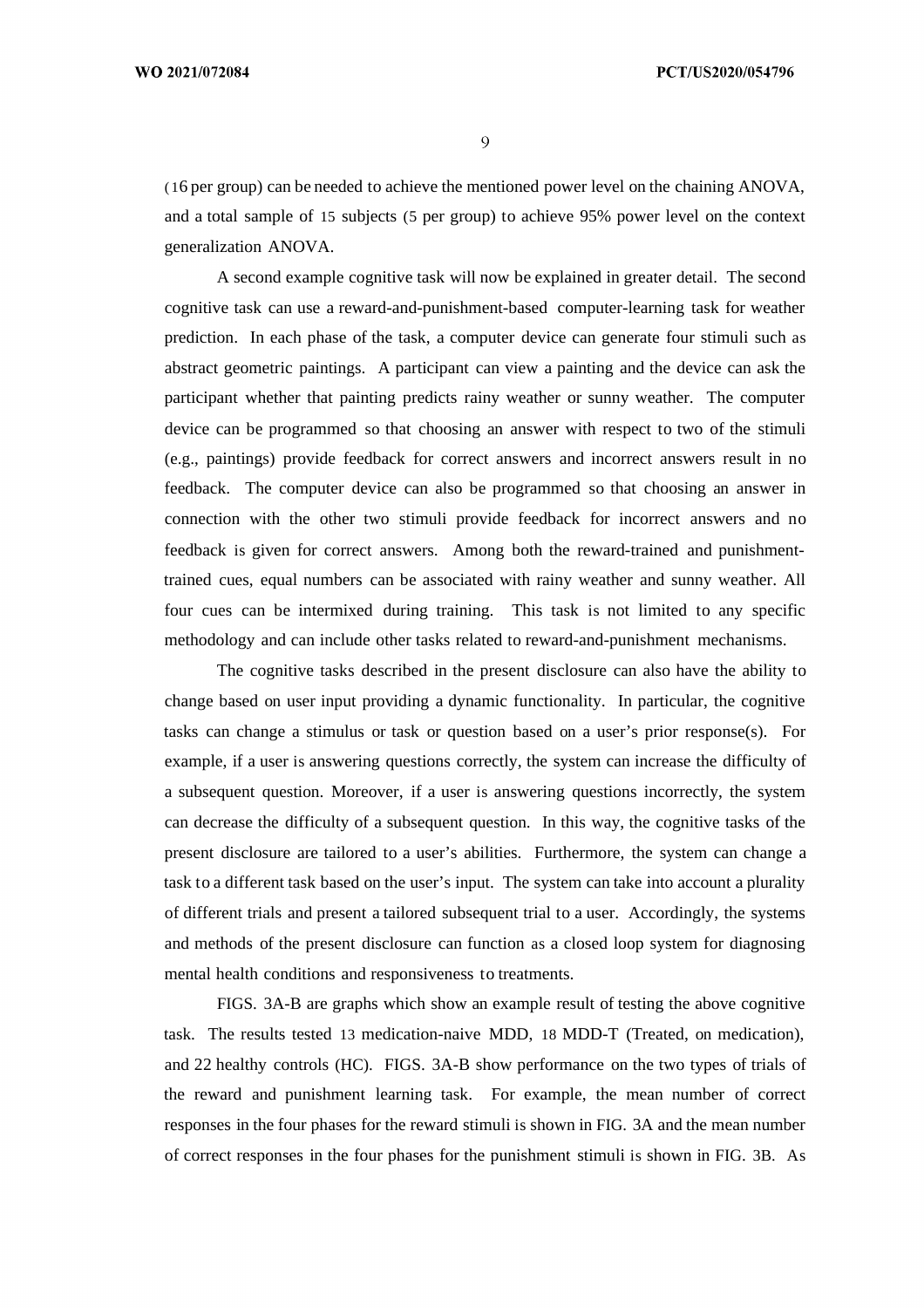(16 per group) can be needed to achieve the mentioned power level on the chaining ANOVA, and a total sample of 15 subjects (5 per group) to achieve 95% power level on the context generalization ANOVA.

A second example cognitive task will now be explained in greater detail. The second cognitive task can use a reward-and-punishment-based computer-learning task for weather prediction. In each phase of the task, a computer device can generate four stimuli such as abstract geometric paintings. A participant can view a painting and the device can ask the participant whether that painting predicts rainy weather or sunny weather. The computer device can be programmed so that choosing an answer with respect to two of the stimuli (e.g., paintings) provide feedback for correct answers and incorrect answers result in no feedback. The computer device can also be programmed so that choosing an answer in connection with the other two stimuli provide feedback for incorrect answers and no feedback is given for correct answers. Among both the reward-trained and punishment-trained cues, equal numbers can be associated with rainy weather and sunny weather. All four cues can be intermixed during training. This task is not limited to any specific methodology and can include other tasks related to reward-and-punishment mechanisms.

The cognitive tasks described in the present disclosure can also have the ability to change based on user input providing a dynamic functionality. In particular, the cognitive tasks can change a stimulus or task or question based on a user's prior response(s). For example, if a user is answering questions correctly, the system can increase the difficulty of a subsequent question. Moreover, if a user is answering questions incorrectly, the system can decrease the difficulty of a subsequent question. In this way, the cognitive tasks of the present disclosure are tailored to a user's abilities. Furthermore, the system can change a task to a different task based on the user's input. The system can take into account a plurality of different trials and present a tailored subsequent trial to a user. Accordingly, the systems and methods of the present disclosure can function as a closed loop system for diagnosing mental health conditions and responsiveness to treatments.

FIGS. 3A-B are graphs which show an example result of testing the above cognitive task. The results tested 13 medication-naive MDD, 18 MDD-T (Treated, on medication), and 22 healthy controls (HC). FIGS. 3A-B show performance on the two types of trials of the reward and punishment learning task. For example, the mean number of correct responses in the four phases for the reward stimuli is shown in FIG. 3A and the mean number of correct responses in the four phases for the punishment stimuli is shown in FIG. 3B. As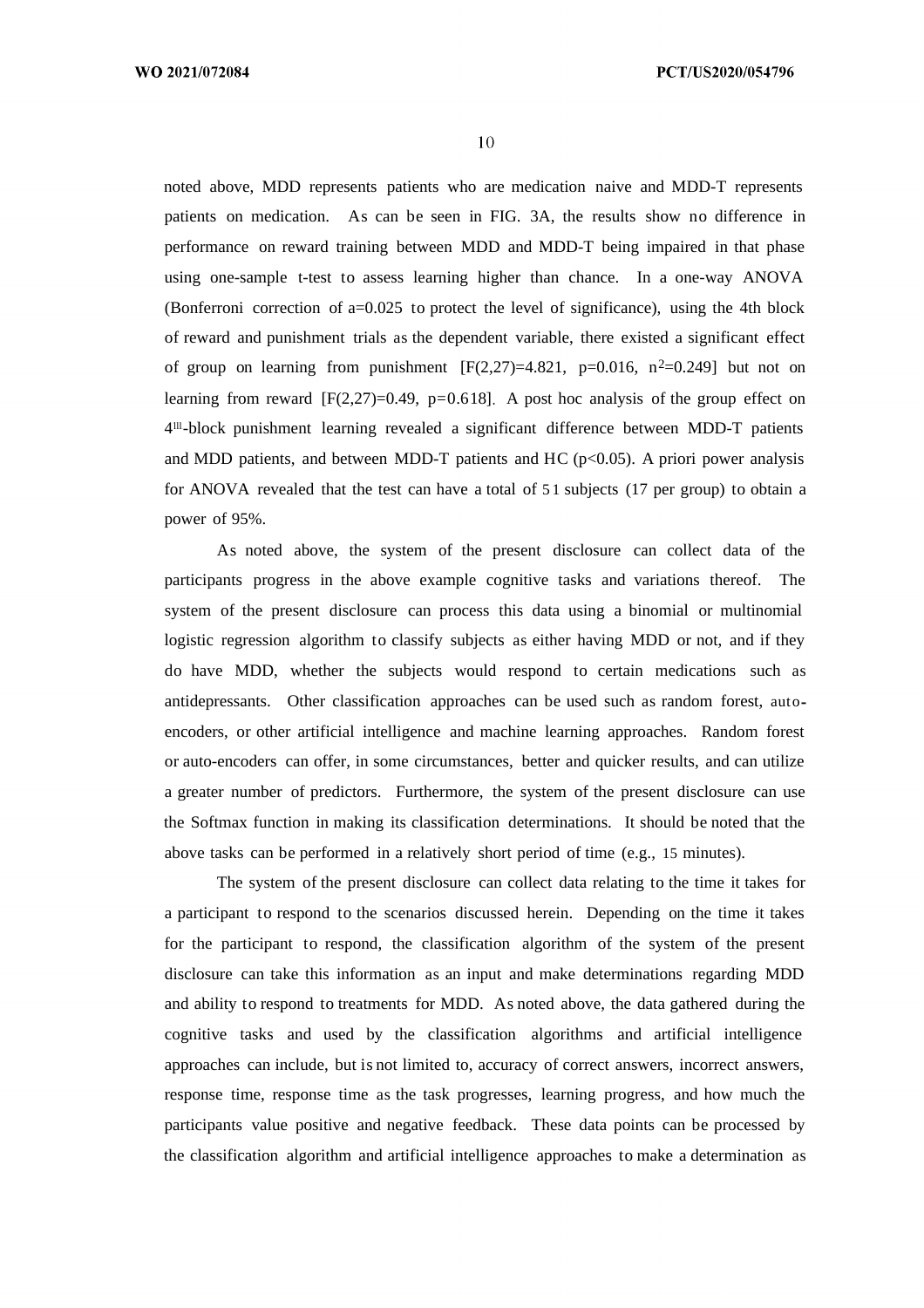noted above, MDD represents patients who are medication naive and MDD-T represents patients on medication. As can be seen in FIG. 3A, the results show no difference in performance on reward training between MDD and MDD-T being impaired in that phase using one-sample t-test to assess learning higher than chance. In a one-way ANOVA (Bonferroni correction of a=0.025 to protect the level of significance), using the 4th block of reward and punishment trials as the dependent variable, there existed a significant effect of group on learning from punishment [$F(2,27)=4.821$, $p=0.016$, $n^2=0.249$] but not on learning from reward [$F(2,27)=0.49$, $p=0.618$]. A post hoc analysis of the group effect on $4^{th}$-block punishment learning revealed a significant difference between MDD-T patients and MDD patients, and between MDD-T patients and HC ($p<0.05$). A priori power analysis for ANOVA revealed that the test can have a total of 51 subjects (17 per group) to obtain a power of 95%.

As noted above, the system of the present disclosure can collect data of the participants progress in the above example cognitive tasks and variations thereof. The system of the present disclosure can process this data using a binomial or multinomial logistic regression algorithm to classify subjects as either having MDD or not, and if they do have MDD, whether the subjects would respond to certain medications such as antidepressants. Other classification approaches can be used such as random forest, auto-encoders, or other artificial intelligence and machine learning approaches. Random forest or auto-encoders can offer, in some circumstances, better and quicker results, and can utilize a greater number of predictors. Furthermore, the system of the present disclosure can use the Softmax function in making its classification determinations. It should be noted that the above tasks can be performed in a relatively short period of time (e.g., 15 minutes).

The system of the present disclosure can collect data relating to the time it takes for a participant to respond to the scenarios discussed herein. Depending on the time it takes for the participant to respond, the classification algorithm of the system of the present disclosure can take this information as an input and make determinations regarding MDD and ability to respond to treatments for MDD. As noted above, the data gathered during the cognitive tasks and used by the classification algorithms and artificial intelligence approaches can include, but is not limited to, accuracy of correct answers, incorrect answers, response time, response time as the task progresses, learning progress, and how much the participants value positive and negative feedback. These data points can be processed by the classification algorithm and artificial intelligence approaches to make a determination as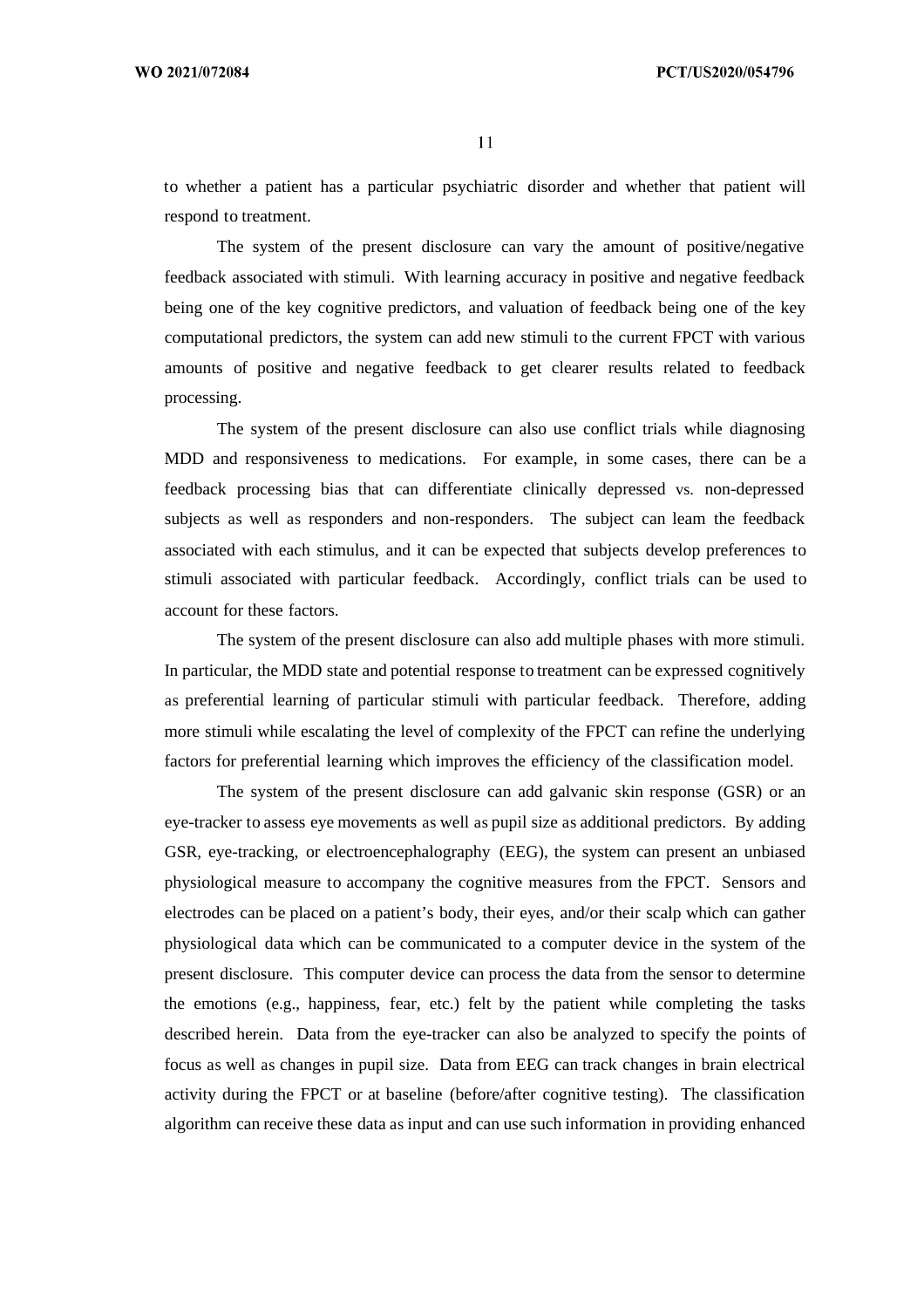to whether a patient has a particular psychiatric disorder and whether that patient will respond to treatment.

The system of the present disclosure can vary the amount of positive/negative feedback associated with stimuli. With learning accuracy in positive and negative feedback being one of the key cognitive predictors, and valuation of feedback being one of the key computational predictors, the system can add new stimuli to the current FPCT with various amounts of positive and negative feedback to get clearer results related to feedback processing.

The system of the present disclosure can also use conflict trials while diagnosing MDD and responsiveness to medications. For example, in some cases, there can be a feedback processing bias that can differentiate clinically depressed vs. non-depressed subjects as well as responders and non-responders. The subject can leam the feedback associated with each stimulus, and it can be expected that subjects develop preferences to stimuli associated with particular feedback. Accordingly, conflict trials can be used to account for these factors.

The system of the present disclosure can also add multiple phases with more stimuli. In particular, the MDD state and potential response to treatment can be expressed cognitively as preferential learning of particular stimuli with particular feedback. Therefore, adding more stimuli while escalating the level of complexity of the FPCT can refine the underlying factors for preferential learning which improves the efficiency of the classification model.

The system of the present disclosure can add galvanic skin response (GSR) or an eye-tracker to assess eye movements as well as pupil size as additional predictors. By adding GSR, eye-tracking, or electroencephalography (EEG), the system can present an unbiased physiological measure to accompany the cognitive measures from the FPCT. Sensors and electrodes can be placed on a patient's body, their eyes, and/or their scalp which can gather physiological data which can be communicated to a computer device in the system of the present disclosure. This computer device can process the data from the sensor to determine the emotions (e.g., happiness, fear, etc.) felt by the patient while completing the tasks described herein. Data from the eye-tracker can also be analyzed to specify the points of focus as well as changes in pupil size. Data from EEG can track changes in brain electrical activity during the FPCT or at baseline (before/after cognitive testing). The classification algorithm can receive these data as input and can use such information in providing enhanced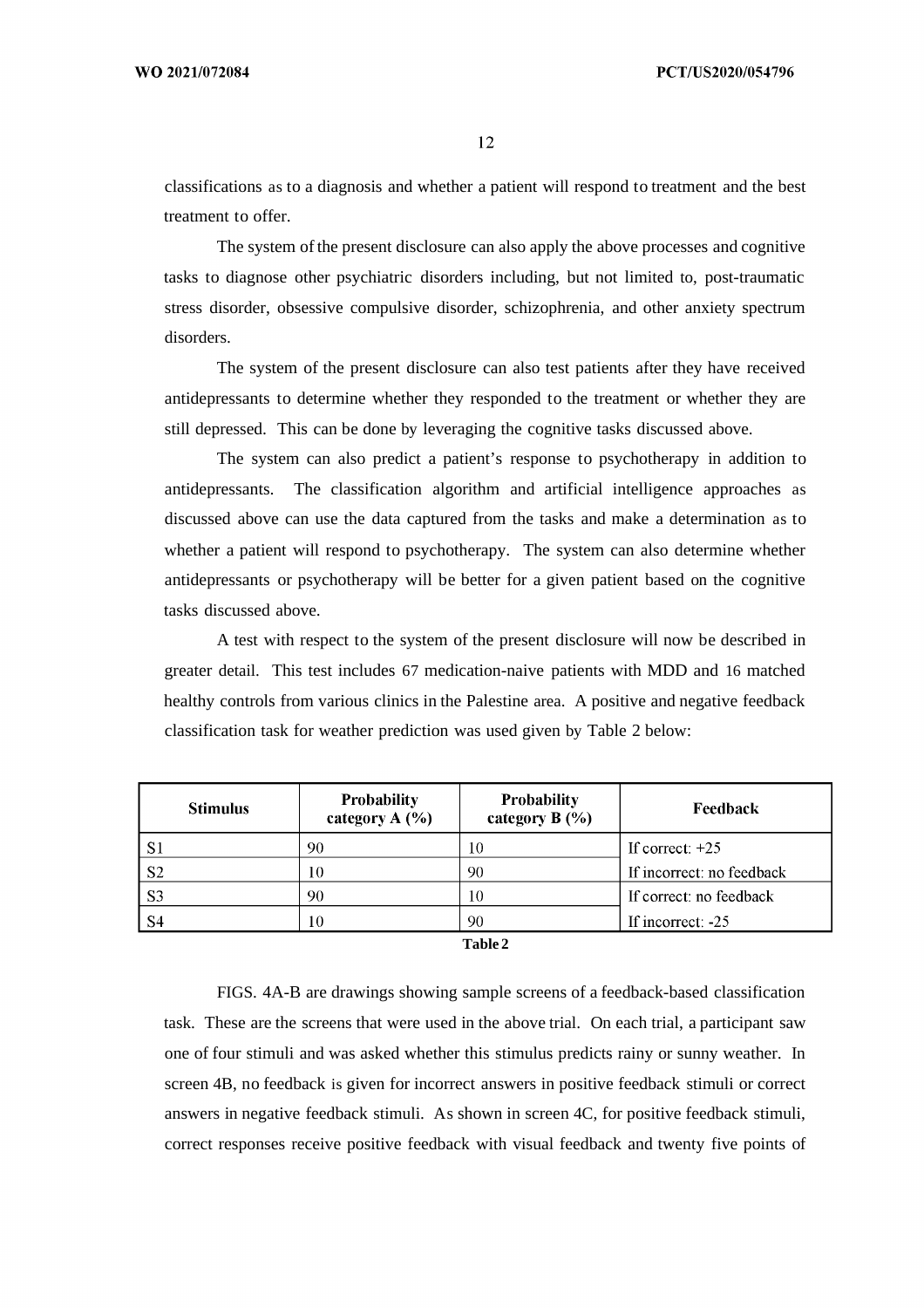classifications as to a diagnosis and whether a patient will respond to treatment and the best treatment to offer.

The system of the present disclosure can also apply the above processes and cognitive tasks to diagnose other psychiatric disorders including, but not limited to, post-traumatic stress disorder, obsessive compulsive disorder, schizophrenia, and other anxiety spectrum disorders.

The system of the present disclosure can also test patients after they have received antidepressants to determine whether they responded to the treatment or whether they are still depressed. This can be done by leveraging the cognitive tasks discussed above.

The system can also predict a patient's response to psychotherapy in addition to antidepressants. The classification algorithm and artificial intelligence approaches as discussed above can use the data captured from the tasks and make a determination as to whether a patient will respond to psychotherapy. The system can also determine whether antidepressants or psychotherapy will be better for a given patient based on the cognitive tasks discussed above.

A test with respect to the system of the present disclosure will now be described in greater detail. This test includes 67 medication-naive patients with MDD and 16 matched healthy controls from various clinics in the Palestine area. A positive and negative feedback classification task for weather prediction was used given by Table 2 below:

| Stimulus | Probability category A (%) | Probability category B (%) | Feedback |
|---|---|---|---|
| S1 | 90 | 10 | If correct: +25 |
| S2 | 10 | 90 | If incorrect: no feedback |
| S3 | 90 | 10 | If correct: no feedback |
| S4 | 10 | 90 | If incorrect: -25 |

**Table 2**

FIGS. 4A-B are drawings showing sample screens of a feedback-based classification task. These are the screens that were used in the above trial. On each trial, a participant saw one of four stimuli and was asked whether this stimulus predicts rainy or sunny weather. In screen 4B, no feedback is given for incorrect answers in positive feedback stimuli or correct answers in negative feedback stimuli. As shown in screen 4C, for positive feedback stimuli, correct responses receive positive feedback with visual feedback and twenty five points of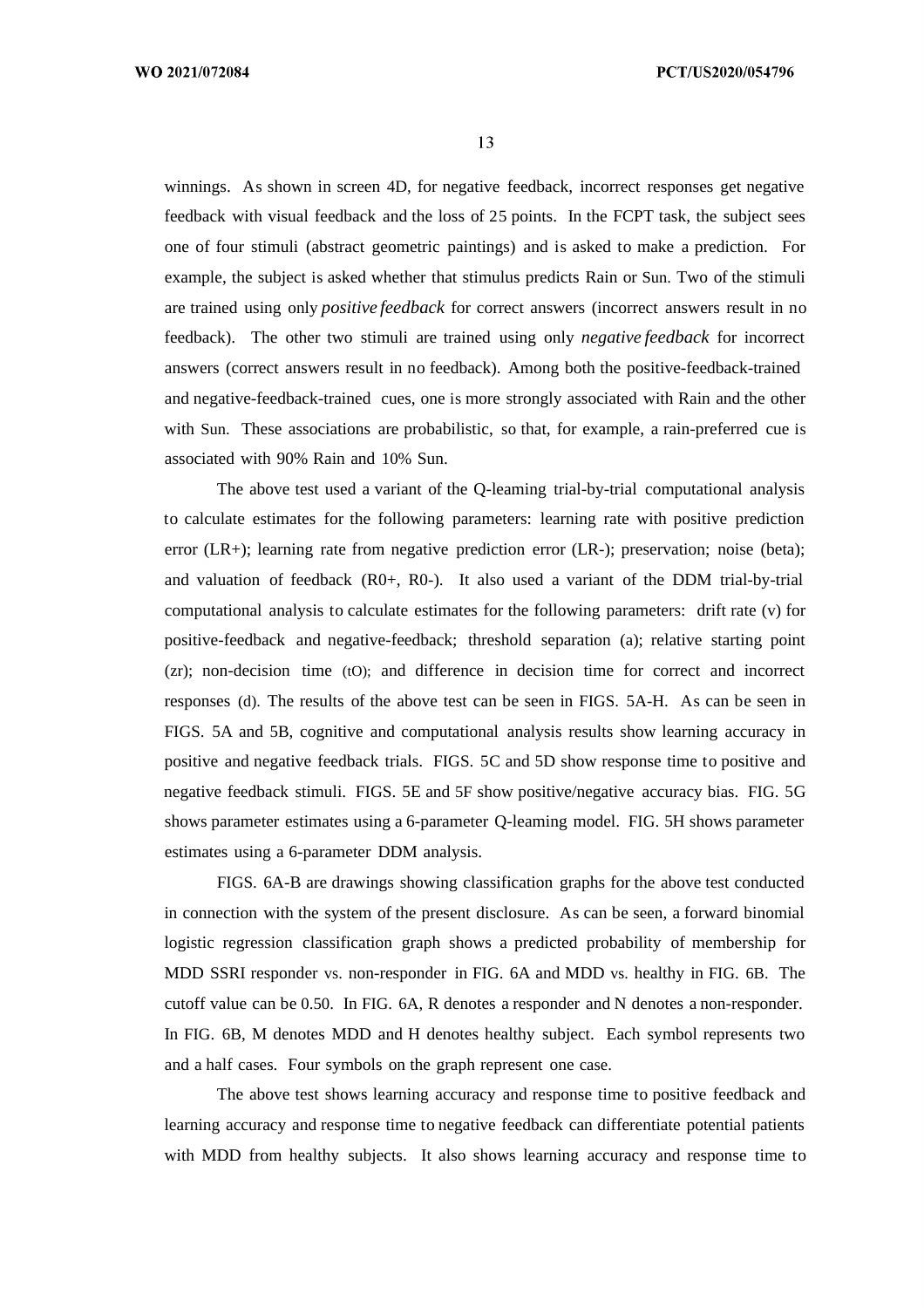winnings. As shown in screen 4D, for negative feedback, incorrect responses get negative feedback with visual feedback and the loss of 25 points. In the FCPT task, the subject sees one of four stimuli (abstract geometric paintings) and is asked to make a prediction. For example, the subject is asked whether that stimulus predicts Rain or Sun. Two of the stimuli are trained using only *positive feedback* for correct answers (incorrect answers result in no feedback). The other two stimuli are trained using only *negative feedback* for incorrect answers (correct answers result in no feedback). Among both the positive-feedback-trained and negative-feedback-trained cues, one is more strongly associated with Rain and the other with Sun. These associations are probabilistic, so that, for example, a rain-preferred cue is associated with 90% Rain and 10% Sun.

The above test used a variant of the Q-leaming trial-by-trial computational analysis to calculate estimates for the following parameters: learning rate with positive prediction error (LR+); learning rate from negative prediction error (LR-); preservation; noise (beta); and valuation of feedback (R0+, R0-). It also used a variant of the DDM trial-by-trial computational analysis to calculate estimates for the following parameters: drift rate (v) for positive-feedback and negative-feedback; threshold separation (a); relative starting point (zr); non-decision time (tO); and difference in decision time for correct and incorrect responses (d). The results of the above test can be seen in FIGS. 5A-H. As can be seen in FIGS. 5A and 5B, cognitive and computational analysis results show learning accuracy in positive and negative feedback trials. FIGS. 5C and 5D show response time to positive and negative feedback stimuli. FIGS. 5E and 5F show positive/negative accuracy bias. FIG. 5G shows parameter estimates using a 6-parameter Q-leaming model. FIG. 5H shows parameter estimates using a 6-parameter DDM analysis.

FIGS. 6A-B are drawings showing classification graphs for the above test conducted in connection with the system of the present disclosure. As can be seen, a forward binomial logistic regression classification graph shows a predicted probability of membership for MDD SSRI responder vs. non-responder in FIG. 6A and MDD vs. healthy in FIG. 6B. The cutoff value can be 0.50. In FIG. 6A, R denotes a responder and N denotes a non-responder. In FIG. 6B, M denotes MDD and H denotes healthy subject. Each symbol represents two and a half cases. Four symbols on the graph represent one case.

The above test shows learning accuracy and response time to positive feedback and learning accuracy and response time to negative feedback can differentiate potential patients with MDD from healthy subjects. It also shows learning accuracy and response time to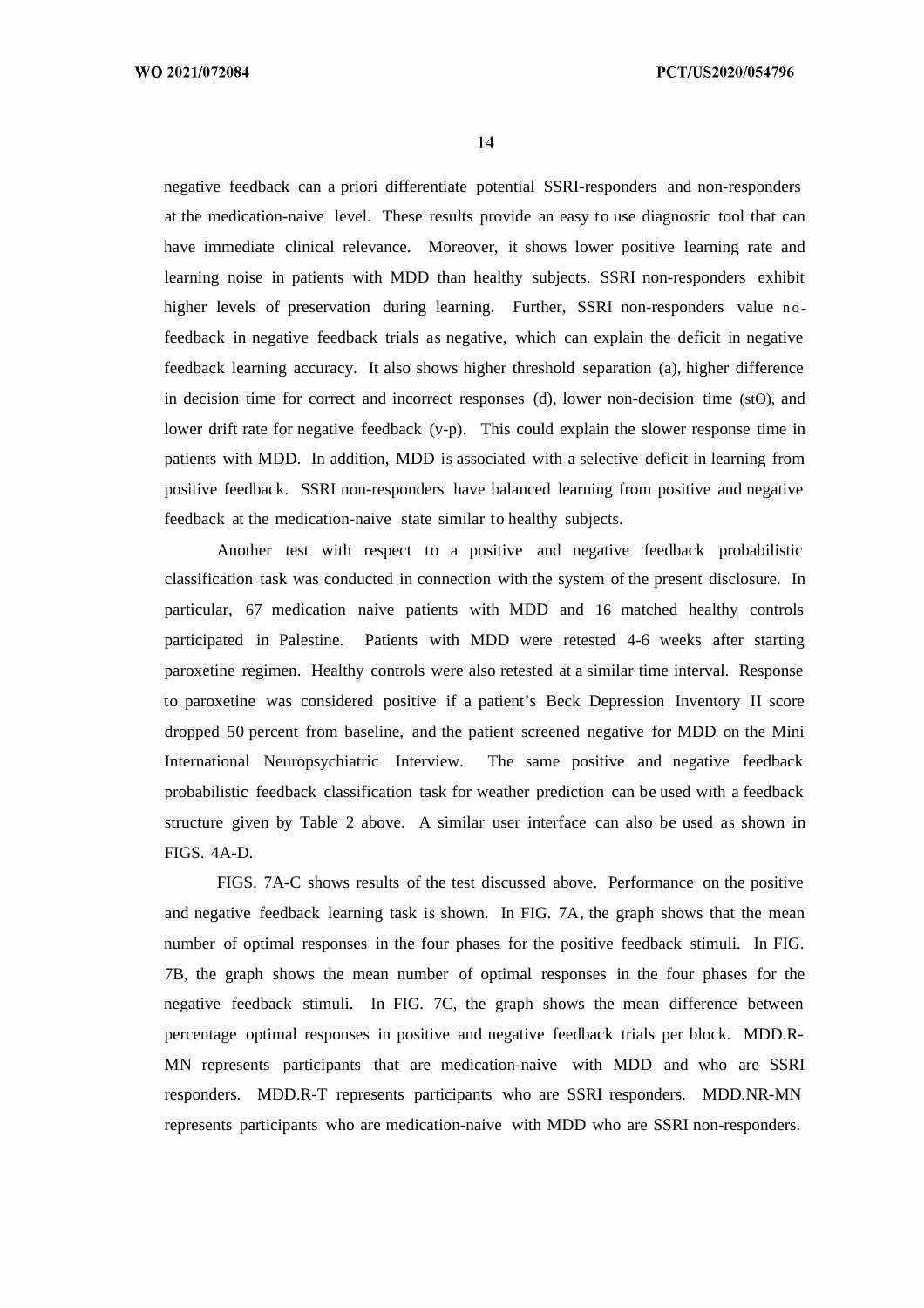negative feedback can a priori differentiate potential SSRI-responders and non-responders at the medication-naive level. These results provide an easy to use diagnostic tool that can have immediate clinical relevance. Moreover, it shows lower positive learning rate and learning noise in patients with MDD than healthy subjects. SSRI non-responders exhibit higher levels of preservation during learning. Further, SSRI non-responders value no-feedback in negative feedback trials as negative, which can explain the deficit in negative feedback learning accuracy. It also shows higher threshold separation (a), higher difference in decision time for correct and incorrect responses (d), lower non-decision time (stO), and lower drift rate for negative feedback (v-p). This could explain the slower response time in patients with MDD. In addition, MDD is associated with a selective deficit in learning from positive feedback. SSRI non-responders have balanced learning from positive and negative feedback at the medication-naive state similar to healthy subjects.

Another test with respect to a positive and negative feedback probabilistic classification task was conducted in connection with the system of the present disclosure. In particular, 67 medication naive patients with MDD and 16 matched healthy controls participated in Palestine. Patients with MDD were retested 4-6 weeks after starting paroxetine regimen. Healthy controls were also retested at a similar time interval. Response to paroxetine was considered positive if a patient's Beck Depression Inventory II score dropped 50 percent from baseline, and the patient screened negative for MDD on the Mini International Neuropsychiatric Interview. The same positive and negative feedback probabilistic feedback classification task for weather prediction can be used with a feedback structure given by Table 2 above. A similar user interface can also be used as shown in FIGS. 4A-D.

FIGS. 7A-C shows results of the test discussed above. Performance on the positive and negative feedback learning task is shown. In FIG. 7A, the graph shows that the mean number of optimal responses in the four phases for the positive feedback stimuli. In FIG. 7B, the graph shows the mean number of optimal responses in the four phases for the negative feedback stimuli. In FIG. 7C, the graph shows the mean difference between percentage optimal responses in positive and negative feedback trials per block. MDD.R-MN represents participants that are medication-naive with MDD and who are SSRI responders. MDD.R-T represents participants who are SSRI responders. MDD.NR-MN represents participants who are medication-naive with MDD who are SSRI non-responders.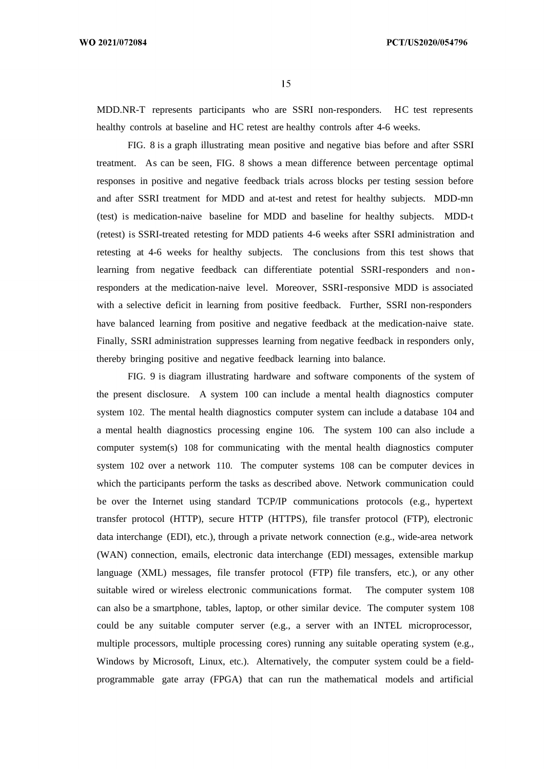MDD.NR-T represents participants who are SSRI non-responders. HC test represents healthy controls at baseline and HC retest are healthy controls after 4-6 weeks.

FIG. 8 is a graph illustrating mean positive and negative bias before and after SSRI treatment. As can be seen, FIG. 8 shows a mean difference between percentage optimal responses in positive and negative feedback trials across blocks per testing session before and after SSRI treatment for MDD and at-test and retest for healthy subjects. MDD-mn (test) is medication-naive baseline for MDD and baseline for healthy subjects. MDD-t (retest) is SSRI-treated retesting for MDD patients 4-6 weeks after SSRI administration and retesting at 4-6 weeks for healthy subjects. The conclusions from this test shows that learning from negative feedback can differentiate potential SSRI-responders and non-responders at the medication-naive level. Moreover, SSRI-responsive MDD is associated with a selective deficit in learning from positive feedback. Further, SSRI non-responders have balanced learning from positive and negative feedback at the medication-naive state. Finally, SSRI administration suppresses learning from negative feedback in responders only, thereby bringing positive and negative feedback learning into balance.

FIG. 9 is diagram illustrating hardware and software components of the system of the present disclosure. A system 100 can include a mental health diagnostics computer system 102. The mental health diagnostics computer system can include a database 104 and a mental health diagnostics processing engine 106. The system 100 can also include a computer system(s) 108 for communicating with the mental health diagnostics computer system 102 over a network 110. The computer systems 108 can be computer devices in which the participants perform the tasks as described above. Network communication could be over the Internet using standard TCP/IP communications protocols (e.g., hypertext transfer protocol (HTTP), secure HTTP (HTTPS), file transfer protocol (FTP), electronic data interchange (EDI), etc.), through a private network connection (e.g., wide-area network (WAN) connection, emails, electronic data interchange (EDI) messages, extensible markup language (XML) messages, file transfer protocol (FTP) file transfers, etc.), or any other suitable wired or wireless electronic communications format. The computer system 108 can also be a smartphone, tables, laptop, or other similar device. The computer system 108 could be any suitable computer server (e.g., a server with an INTEL microprocessor, multiple processors, multiple processing cores) running any suitable operating system (e.g., Windows by Microsoft, Linux, etc.). Alternatively, the computer system could be a field-programmable gate array (FPGA) that can run the mathematical models and artificial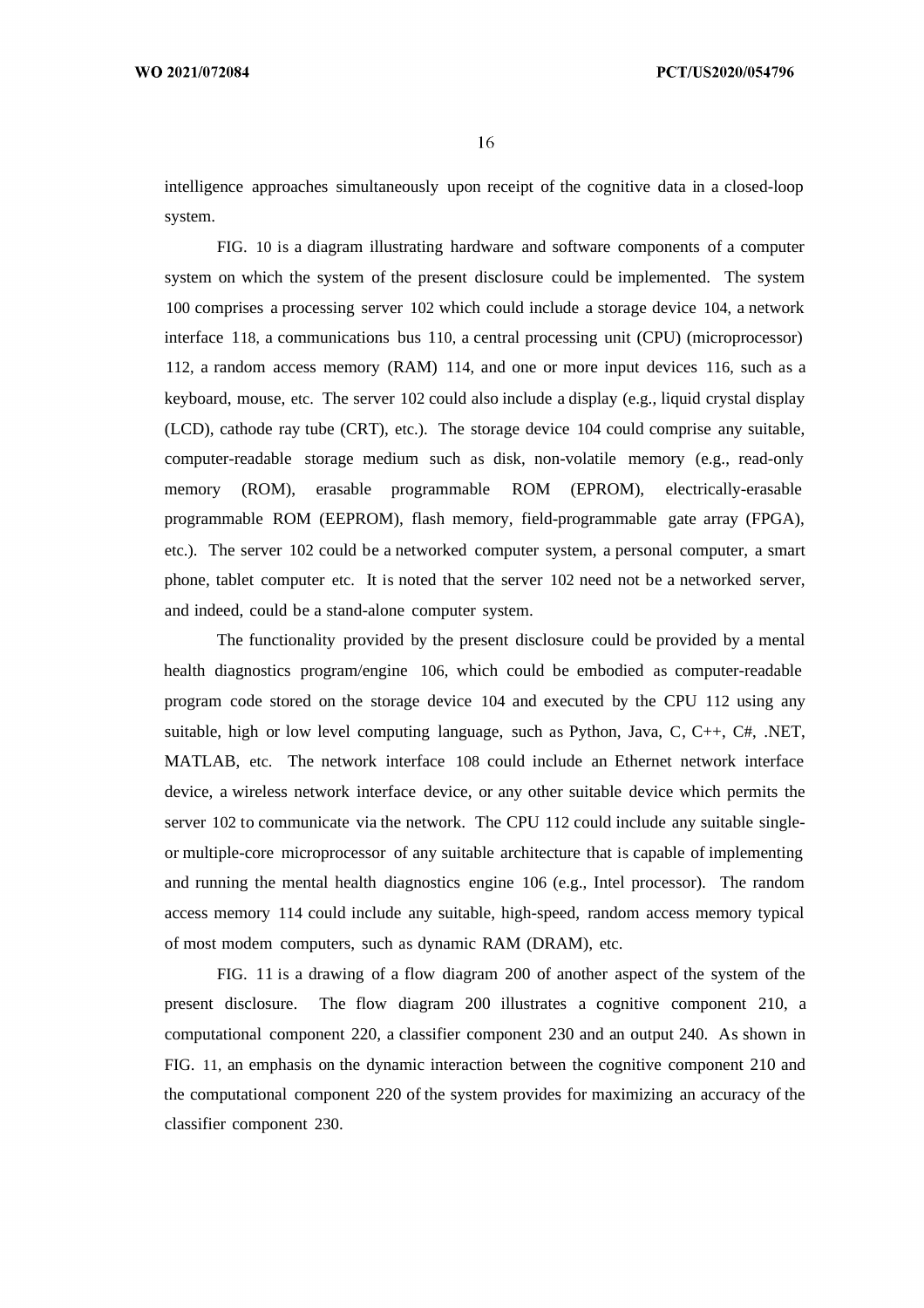intelligence approaches simultaneously upon receipt of the cognitive data in a closed-loop system.

FIG. 10 is a diagram illustrating hardware and software components of a computer system on which the system of the present disclosure could be implemented. The system 100 comprises a processing server 102 which could include a storage device 104, a network interface 118, a communications bus 110, a central processing unit (CPU) (microprocessor) 112, a random access memory (RAM) 114, and one or more input devices 116, such as a keyboard, mouse, etc. The server 102 could also include a display (e.g., liquid crystal display (LCD), cathode ray tube (CRT), etc.). The storage device 104 could comprise any suitable, computer-readable storage medium such as disk, non-volatile memory (e.g., read-only memory (ROM), erasable programmable ROM (EPROM), electrically-erasable programmable ROM (EEPROM), flash memory, field-programmable gate array (FPGA), etc.). The server 102 could be a networked computer system, a personal computer, a smart phone, tablet computer etc. It is noted that the server 102 need not be a networked server, and indeed, could be a stand-alone computer system.

The functionality provided by the present disclosure could be provided by a mental health diagnostics program/engine 106, which could be embodied as computer-readable program code stored on the storage device 104 and executed by the CPU 112 using any suitable, high or low level computing language, such as Python, Java, C, C++, C#, .NET, MATLAB, etc. The network interface 108 could include an Ethernet network interface device, a wireless network interface device, or any other suitable device which permits the server 102 to communicate via the network. The CPU 112 could include any suitable single- or multiple-core microprocessor of any suitable architecture that is capable of implementing and running the mental health diagnostics engine 106 (e.g., Intel processor). The random access memory 114 could include any suitable, high-speed, random access memory typical of most modem computers, such as dynamic RAM (DRAM), etc.

FIG. 11 is a drawing of a flow diagram 200 of another aspect of the system of the present disclosure. The flow diagram 200 illustrates a cognitive component 210, a computational component 220, a classifier component 230 and an output 240. As shown in FIG. 11, an emphasis on the dynamic interaction between the cognitive component 210 and the computational component 220 of the system provides for maximizing an accuracy of the classifier component 230.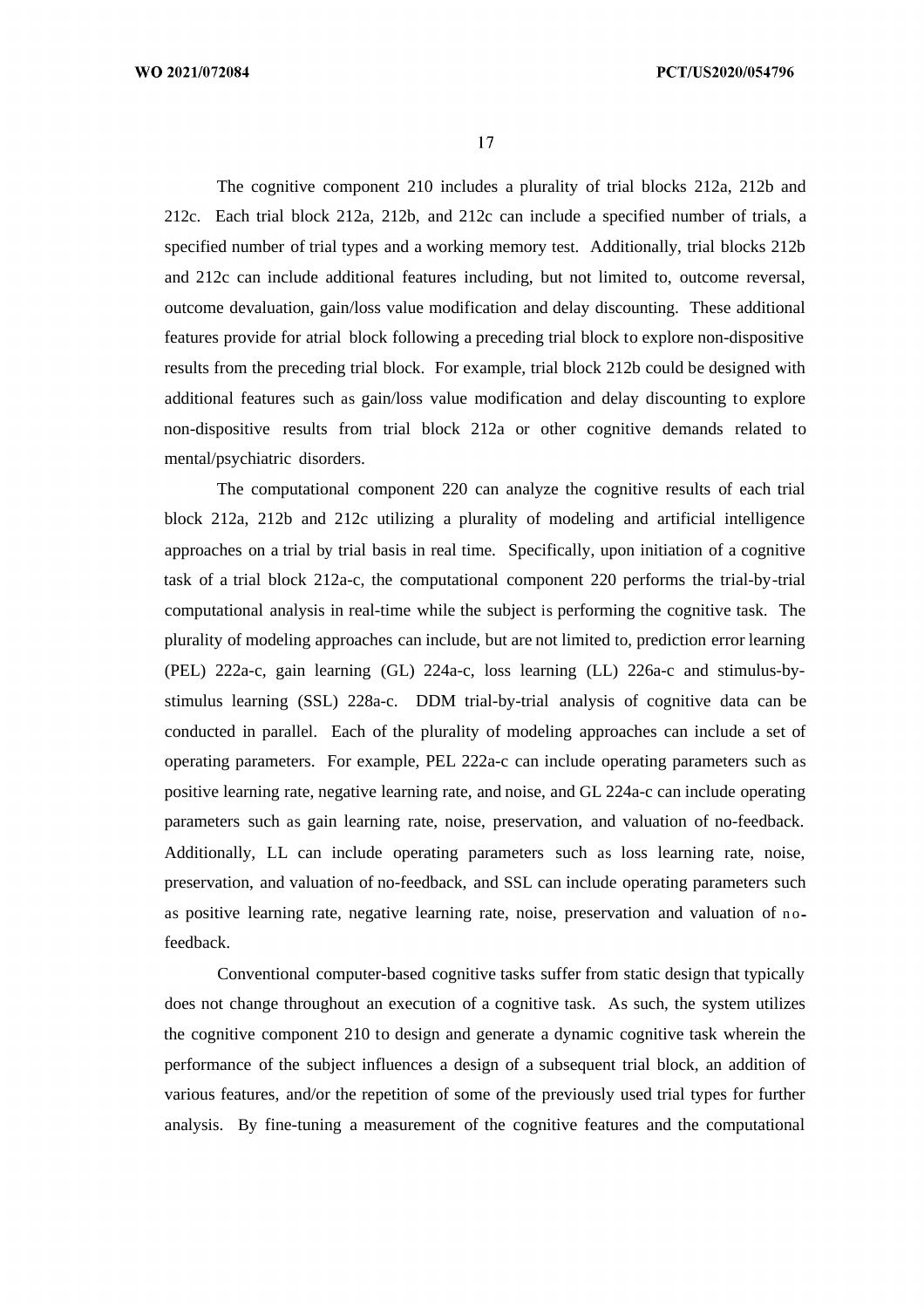The cognitive component 210 includes a plurality of trial blocks 212a, 212b and 212c. Each trial block 212a, 212b, and 212c can include a specified number of trials, a specified number of trial types and a working memory test. Additionally, trial blocks 212b and 212c can include additional features including, but not limited to, outcome reversal, outcome devaluation, gain/loss value modification and delay discounting. These additional features provide for atrial block following a preceding trial block to explore non-dispositive results from the preceding trial block. For example, trial block 212b could be designed with additional features such as gain/loss value modification and delay discounting to explore non-dispositive results from trial block 212a or other cognitive demands related to mental/psychiatric disorders.

The computational component 220 can analyze the cognitive results of each trial block 212a, 212b and 212c utilizing a plurality of modeling and artificial intelligence approaches on a trial by trial basis in real time. Specifically, upon initiation of a cognitive task of a trial block 212a-c, the computational component 220 performs the trial-by-trial computational analysis in real-time while the subject is performing the cognitive task. The plurality of modeling approaches can include, but are not limited to, prediction error learning (PEL) 222a-c, gain learning (GL) 224a-c, loss learning (LL) 226a-c and stimulus-by-stimulus learning (SSL) 228a-c. DDM trial-by-trial analysis of cognitive data can be conducted in parallel. Each of the plurality of modeling approaches can include a set of operating parameters. For example, PEL 222a-c can include operating parameters such as positive learning rate, negative learning rate, and noise, and GL 224a-c can include operating parameters such as gain learning rate, noise, preservation, and valuation of no-feedback. Additionally, LL can include operating parameters such as loss learning rate, noise, preservation, and valuation of no-feedback, and SSL can include operating parameters such as positive learning rate, negative learning rate, noise, preservation and valuation of no-feedback.

Conventional computer-based cognitive tasks suffer from static design that typically does not change throughout an execution of a cognitive task. As such, the system utilizes the cognitive component 210 to design and generate a dynamic cognitive task wherein the performance of the subject influences a design of a subsequent trial block, an addition of various features, and/or the repetition of some of the previously used trial types for further analysis. By fine-tuning a measurement of the cognitive features and the computational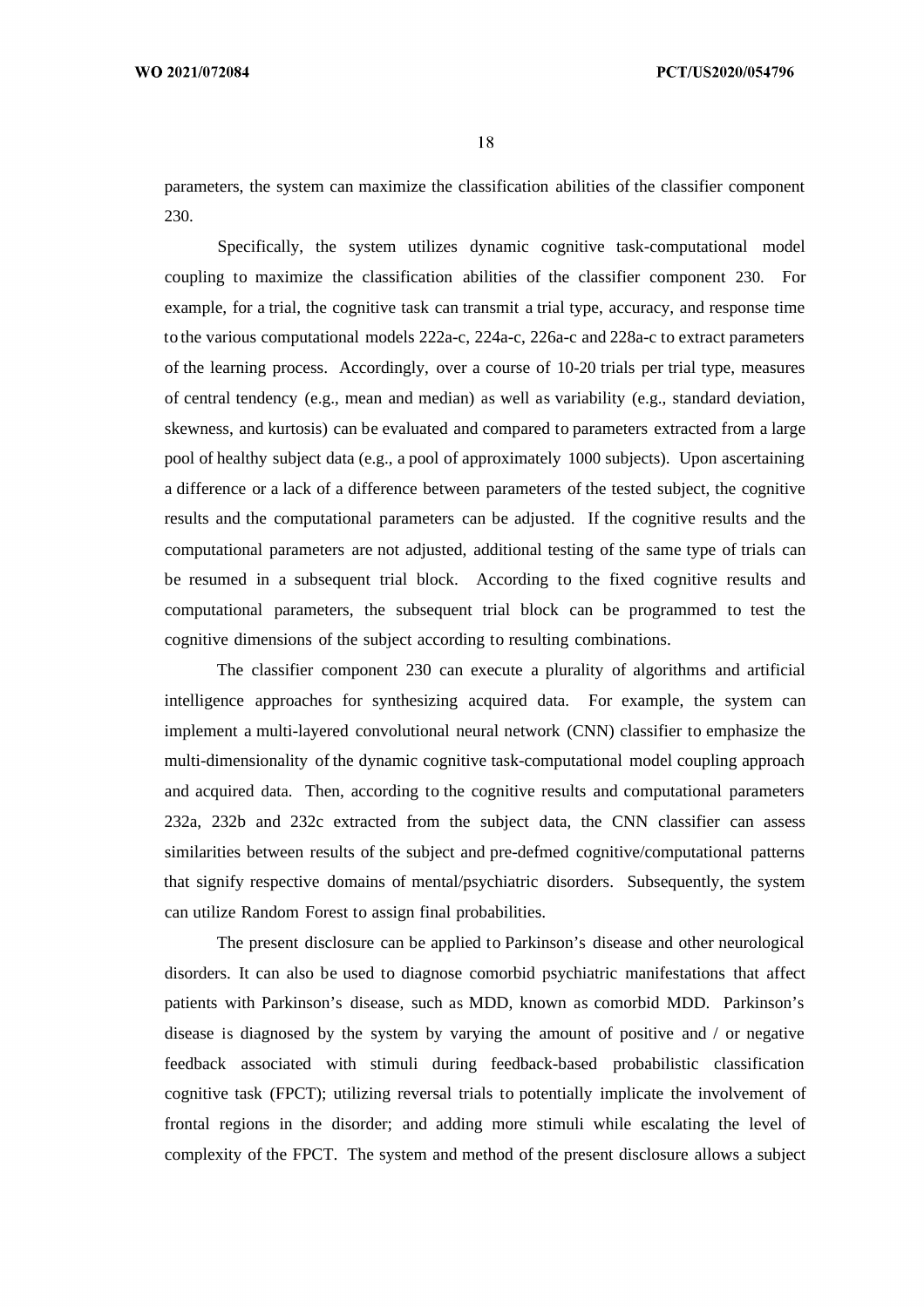parameters, the system can maximize the classification abilities of the classifier component 230.

Specifically, the system utilizes dynamic cognitive task-computational model coupling to maximize the classification abilities of the classifier component 230. For example, for a trial, the cognitive task can transmit a trial type, accuracy, and response time to the various computational models 222a-c, 224a-c, 226a-c and 228a-c to extract parameters of the learning process. Accordingly, over a course of 10-20 trials per trial type, measures of central tendency (e.g., mean and median) as well as variability (e.g., standard deviation, skewness, and kurtosis) can be evaluated and compared to parameters extracted from a large pool of healthy subject data (e.g., a pool of approximately 1000 subjects). Upon ascertaining a difference or a lack of a difference between parameters of the tested subject, the cognitive results and the computational parameters can be adjusted. If the cognitive results and the computational parameters are not adjusted, additional testing of the same type of trials can be resumed in a subsequent trial block. According to the fixed cognitive results and computational parameters, the subsequent trial block can be programmed to test the cognitive dimensions of the subject according to resulting combinations.

The classifier component 230 can execute a plurality of algorithms and artificial intelligence approaches for synthesizing acquired data. For example, the system can implement a multi-layered convolutional neural network (CNN) classifier to emphasize the multi-dimensionality of the dynamic cognitive task-computational model coupling approach and acquired data. Then, according to the cognitive results and computational parameters 232a, 232b and 232c extracted from the subject data, the CNN classifier can assess similarities between results of the subject and pre-defmed cognitive/computational patterns that signify respective domains of mental/psychiatric disorders. Subsequently, the system can utilize Random Forest to assign final probabilities.

The present disclosure can be applied to Parkinson's disease and other neurological disorders. It can also be used to diagnose comorbid psychiatric manifestations that affect patients with Parkinson's disease, such as MDD, known as comorbid MDD. Parkinson's disease is diagnosed by the system by varying the amount of positive and / or negative feedback associated with stimuli during feedback-based probabilistic classification cognitive task (FPCT); utilizing reversal trials to potentially implicate the involvement of frontal regions in the disorder; and adding more stimuli while escalating the level of complexity of the FPCT. The system and method of the present disclosure allows a subject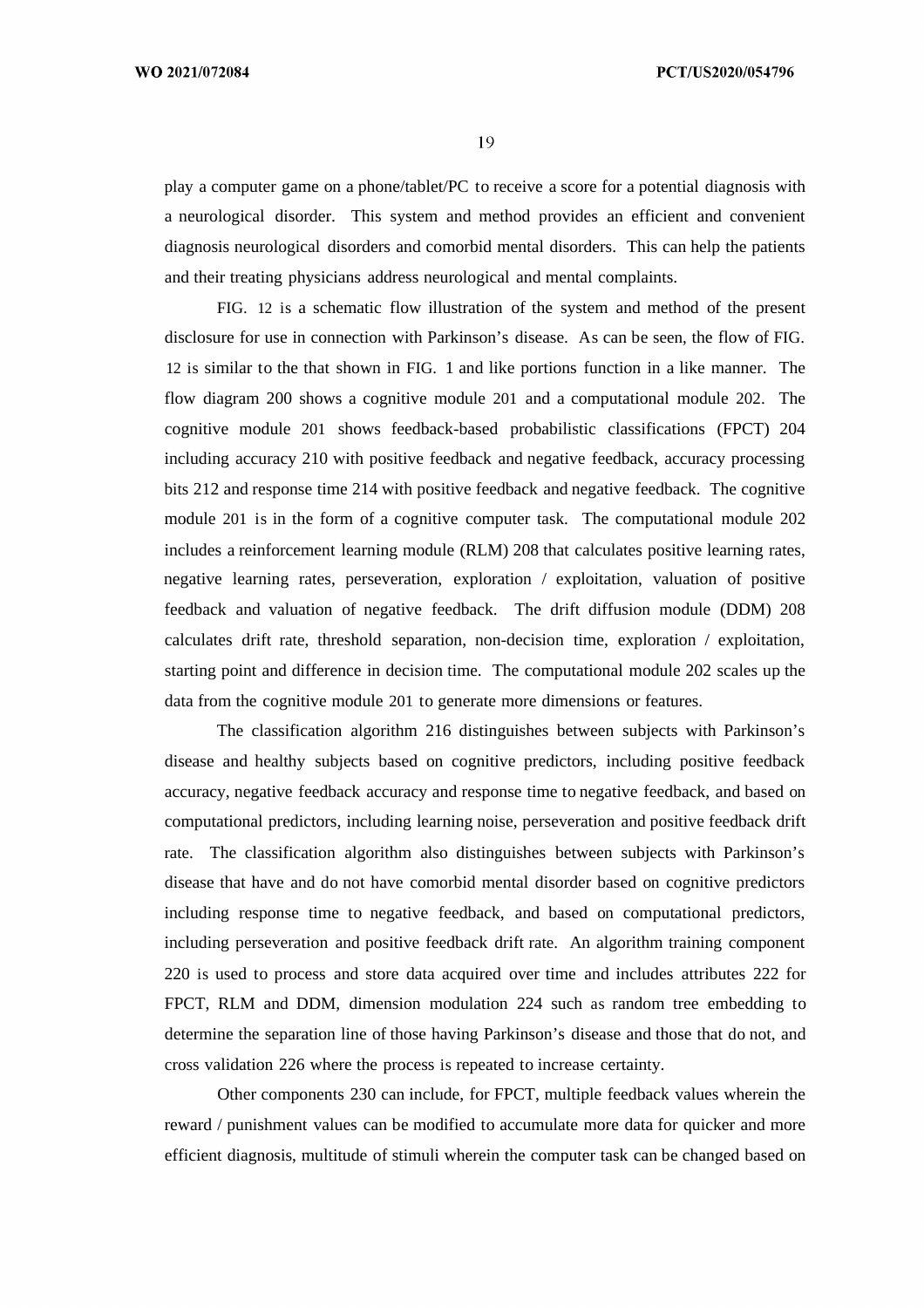play a computer game on a phone/tablet/PC to receive a score for a potential diagnosis with a neurological disorder. This system and method provides an efficient and convenient diagnosis neurological disorders and comorbid mental disorders. This can help the patients and their treating physicians address neurological and mental complaints.

FIG. 12 is a schematic flow illustration of the system and method of the present disclosure for use in connection with Parkinson's disease. As can be seen, the flow of FIG. 12 is similar to the that shown in FIG. 1 and like portions function in a like manner. The flow diagram 200 shows a cognitive module 201 and a computational module 202. The cognitive module 201 shows feedback-based probabilistic classifications (FPCT) 204 including accuracy 210 with positive feedback and negative feedback, accuracy processing bits 212 and response time 214 with positive feedback and negative feedback. The cognitive module 201 is in the form of a cognitive computer task. The computational module 202 includes a reinforcement learning module (RLM) 208 that calculates positive learning rates, negative learning rates, perseveration, exploration / exploitation, valuation of positive feedback and valuation of negative feedback. The drift diffusion module (DDM) 208 calculates drift rate, threshold separation, non-decision time, exploration / exploitation, starting point and difference in decision time. The computational module 202 scales up the data from the cognitive module 201 to generate more dimensions or features.

The classification algorithm 216 distinguishes between subjects with Parkinson's disease and healthy subjects based on cognitive predictors, including positive feedback accuracy, negative feedback accuracy and response time to negative feedback, and based on computational predictors, including learning noise, perseveration and positive feedback drift rate. The classification algorithm also distinguishes between subjects with Parkinson's disease that have and do not have comorbid mental disorder based on cognitive predictors including response time to negative feedback, and based on computational predictors, including perseveration and positive feedback drift rate. An algorithm training component 220 is used to process and store data acquired over time and includes attributes 222 for FPCT, RLM and DDM, dimension modulation 224 such as random tree embedding to determine the separation line of those having Parkinson's disease and those that do not, and cross validation 226 where the process is repeated to increase certainty.

Other components 230 can include, for FPCT, multiple feedback values wherein the reward / punishment values can be modified to accumulate more data for quicker and more efficient diagnosis, multitude of stimuli wherein the computer task can be changed based on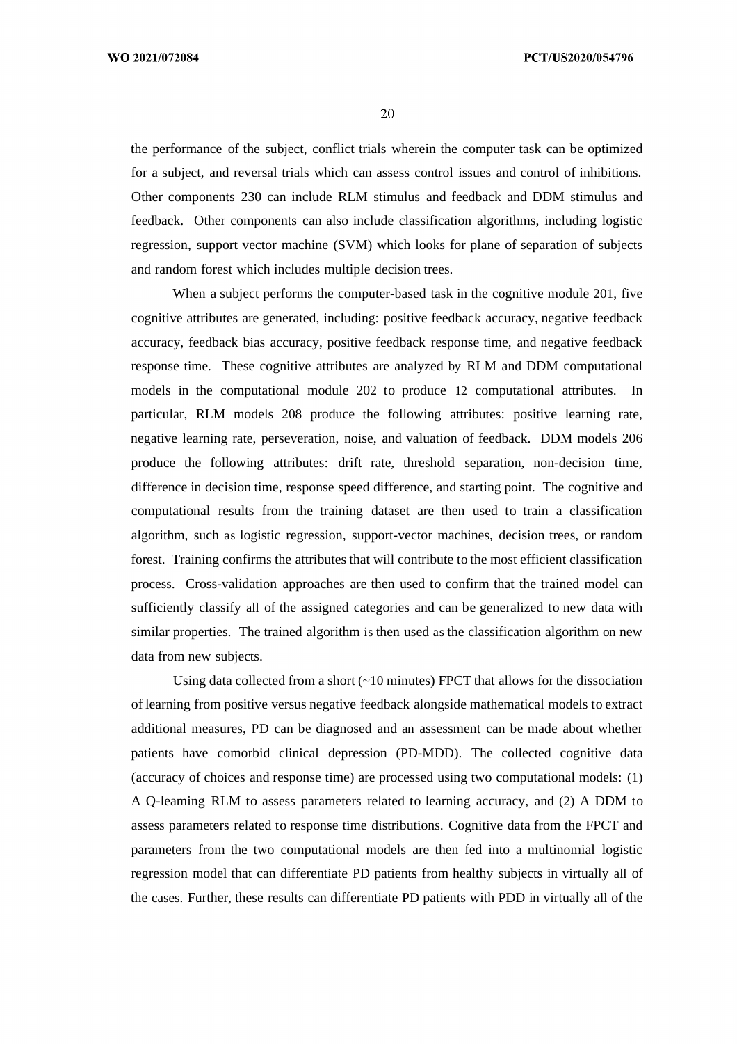the performance of the subject, conflict trials wherein the computer task can be optimized for a subject, and reversal trials which can assess control issues and control of inhibitions. Other components 230 can include RLM stimulus and feedback and DDM stimulus and feedback. Other components can also include classification algorithms, including logistic regression, support vector machine (SVM) which looks for plane of separation of subjects and random forest which includes multiple decision trees.

When a subject performs the computer-based task in the cognitive module 201, five cognitive attributes are generated, including: positive feedback accuracy, negative feedback accuracy, feedback bias accuracy, positive feedback response time, and negative feedback response time. These cognitive attributes are analyzed by RLM and DDM computational models in the computational module 202 to produce 12 computational attributes. In particular, RLM models 208 produce the following attributes: positive learning rate, negative learning rate, perseveration, noise, and valuation of feedback. DDM models 206 produce the following attributes: drift rate, threshold separation, non-decision time, difference in decision time, response speed difference, and starting point. The cognitive and computational results from the training dataset are then used to train a classification algorithm, such as logistic regression, support-vector machines, decision trees, or random forest. Training confirms the attributes that will contribute to the most efficient classification process. Cross-validation approaches are then used to confirm that the trained model can sufficiently classify all of the assigned categories and can be generalized to new data with similar properties. The trained algorithm is then used as the classification algorithm on new data from new subjects.

Using data collected from a short (~10 minutes) FPCT that allows for the dissociation of learning from positive versus negative feedback alongside mathematical models to extract additional measures, PD can be diagnosed and an assessment can be made about whether patients have comorbid clinical depression (PD-MDD). The collected cognitive data (accuracy of choices and response time) are processed using two computational models: (1) A Q-learning RLM to assess parameters related to learning accuracy, and (2) A DDM to assess parameters related to response time distributions. Cognitive data from the FPCT and parameters from the two computational models are then fed into a multinomial logistic regression model that can differentiate PD patients from healthy subjects in virtually all of the cases. Further, these results can differentiate PD patients with PDD in virtually all of the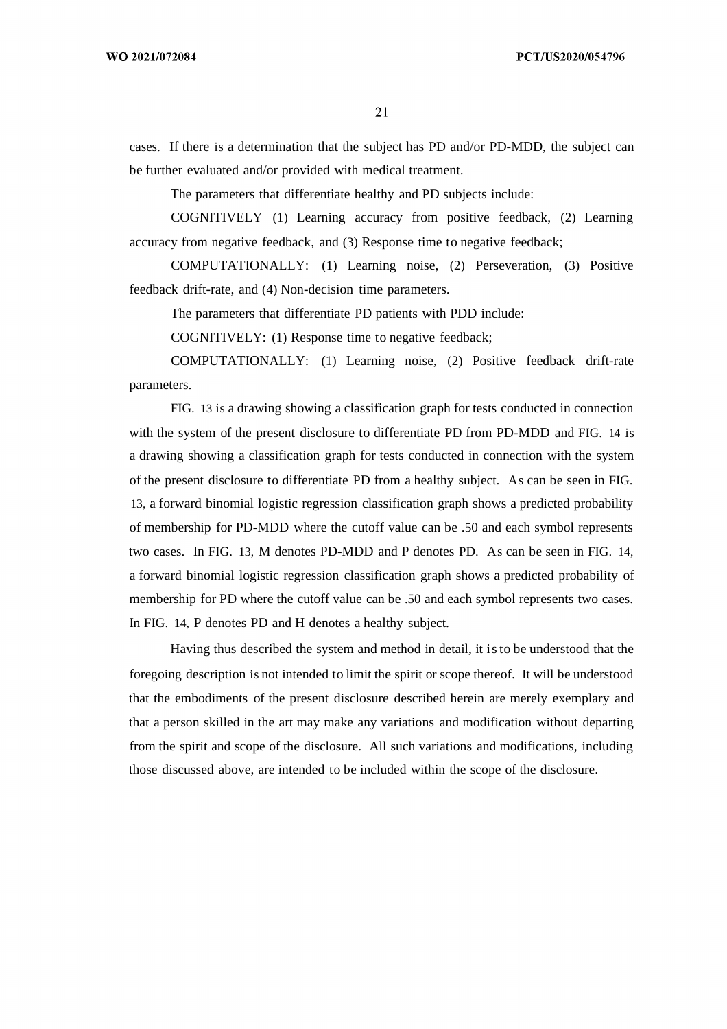cases. If there is a determination that the subject has PD and/or PD-MDD, the subject can be further evaluated and/or provided with medical treatment.

The parameters that differentiate healthy and PD subjects include:

COGNITIVELY (1) Learning accuracy from positive feedback, (2) Learning accuracy from negative feedback, and (3) Response time to negative feedback;

COMPUTATIONALLY: (1) Learning noise, (2) Perseveration, (3) Positive feedback drift-rate, and (4) Non-decision time parameters.

The parameters that differentiate PD patients with PDD include:

COGNITIVELY: (1) Response time to negative feedback;

COMPUTATIONALLY: (1) Learning noise, (2) Positive feedback drift-rate parameters.

FIG. 13 is a drawing showing a classification graph for tests conducted in connection with the system of the present disclosure to differentiate PD from PD-MDD and FIG. 14 is a drawing showing a classification graph for tests conducted in connection with the system of the present disclosure to differentiate PD from a healthy subject. As can be seen in FIG. 13, a forward binomial logistic regression classification graph shows a predicted probability of membership for PD-MDD where the cutoff value can be .50 and each symbol represents two cases. In FIG. 13, M denotes PD-MDD and P denotes PD. As can be seen in FIG. 14, a forward binomial logistic regression classification graph shows a predicted probability of membership for PD where the cutoff value can be .50 and each symbol represents two cases. In FIG. 14, P denotes PD and H denotes a healthy subject.

Having thus described the system and method in detail, it is to be understood that the foregoing description is not intended to limit the spirit or scope thereof. It will be understood that the embodiments of the present disclosure described herein are merely exemplary and that a person skilled in the art may make any variations and modification without departing from the spirit and scope of the disclosure. All such variations and modifications, including those discussed above, are intended to be included within the scope of the disclosure.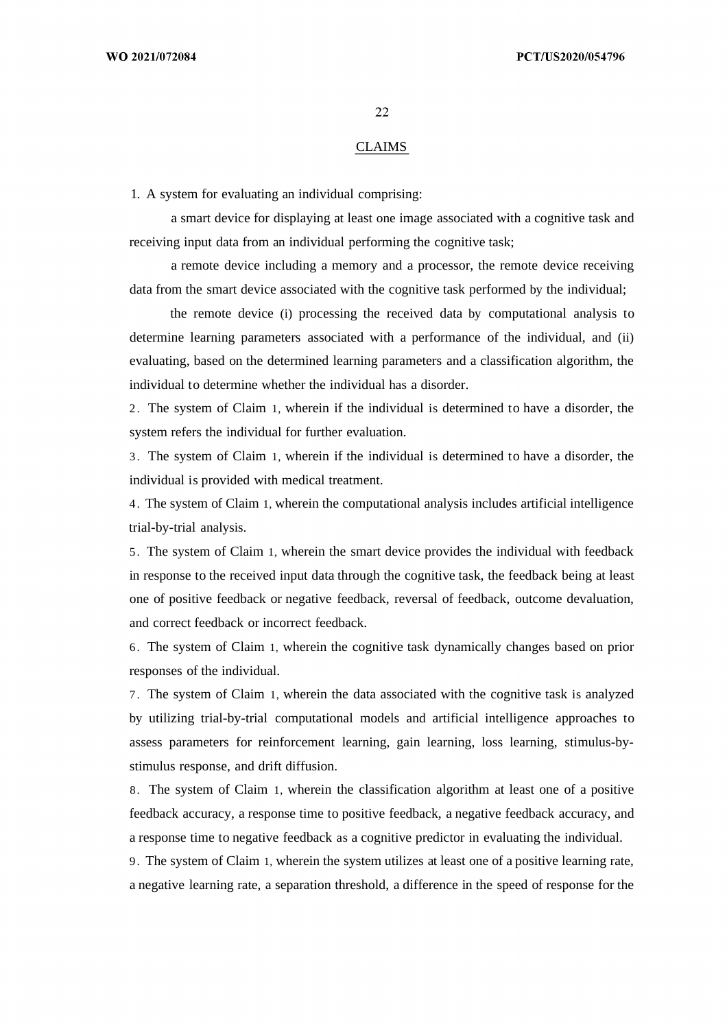## CLAIMS

1. A system for evaluating an individual comprising:

a smart device for displaying at least one image associated with a cognitive task and receiving input data from an individual performing the cognitive task;

a remote device including a memory and a processor, the remote device receiving data from the smart device associated with the cognitive task performed by the individual;

the remote device (i) processing the received data by computational analysis to determine learning parameters associated with a performance of the individual, and (ii) evaluating, based on the determined learning parameters and a classification algorithm, the individual to determine whether the individual has a disorder.

2. The system of Claim 1, wherein if the individual is determined to have a disorder, the system refers the individual for further evaluation.

3. The system of Claim 1, wherein if the individual is determined to have a disorder, the individual is provided with medical treatment.

4. The system of Claim 1, wherein the computational analysis includes artificial intelligence trial-by-trial analysis.

5. The system of Claim 1, wherein the smart device provides the individual with feedback in response to the received input data through the cognitive task, the feedback being at least one of positive feedback or negative feedback, reversal of feedback, outcome devaluation, and correct feedback or incorrect feedback.

6. The system of Claim 1, wherein the cognitive task dynamically changes based on prior responses of the individual.

7. The system of Claim 1, wherein the data associated with the cognitive task is analyzed by utilizing trial-by-trial computational models and artificial intelligence approaches to assess parameters for reinforcement learning, gain learning, loss learning, stimulus-by-stimulus response, and drift diffusion.

8. The system of Claim 1, wherein the classification algorithm at least one of a positive feedback accuracy, a response time to positive feedback, a negative feedback accuracy, and a response time to negative feedback as a cognitive predictor in evaluating the individual.

9. The system of Claim 1, wherein the system utilizes at least one of a positive learning rate, a negative learning rate, a separation threshold, a difference in the speed of response for the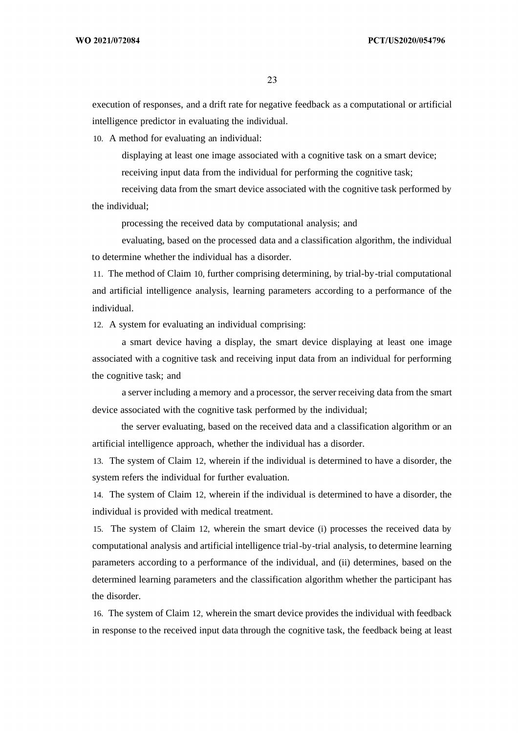execution of responses, and a drift rate for negative feedback as a computational or artificial intelligence predictor in evaluating the individual.

10. A method for evaluating an individual:

displaying at least one image associated with a cognitive task on a smart device;

receiving input data from the individual for performing the cognitive task;

receiving data from the smart device associated with the cognitive task performed by the individual;

processing the received data by computational analysis; and

evaluating, based on the processed data and a classification algorithm, the individual to determine whether the individual has a disorder.

11. The method of Claim 10, further comprising determining, by trial-by-trial computational and artificial intelligence analysis, learning parameters according to a performance of the individual.

12. A system for evaluating an individual comprising:

a smart device having a display, the smart device displaying at least one image associated with a cognitive task and receiving input data from an individual for performing the cognitive task; and

a server including a memory and a processor, the server receiving data from the smart device associated with the cognitive task performed by the individual;

the server evaluating, based on the received data and a classification algorithm or an artificial intelligence approach, whether the individual has a disorder.

13. The system of Claim 12, wherein if the individual is determined to have a disorder, the system refers the individual for further evaluation.

14. The system of Claim 12, wherein if the individual is determined to have a disorder, the individual is provided with medical treatment.

15. The system of Claim 12, wherein the smart device (i) processes the received data by computational analysis and artificial intelligence trial-by-trial analysis, to determine learning parameters according to a performance of the individual, and (ii) determines, based on the determined learning parameters and the classification algorithm whether the participant has the disorder.

16. The system of Claim 12, wherein the smart device provides the individual with feedback in response to the received input data through the cognitive task, the feedback being at least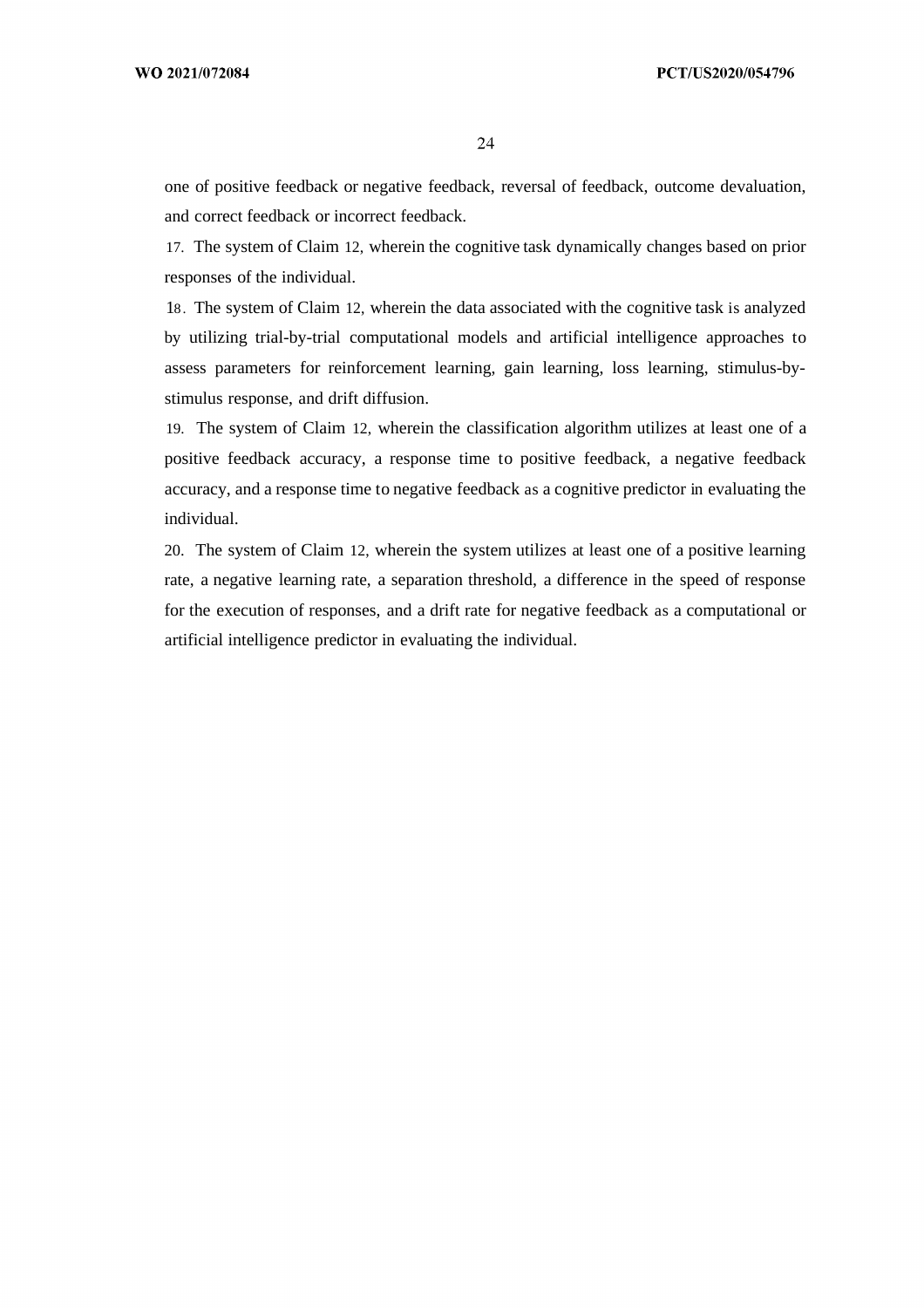one of positive feedback or negative feedback, reversal of feedback, outcome devaluation, and correct feedback or incorrect feedback.

17. The system of Claim 12, wherein the cognitive task dynamically changes based on prior responses of the individual.

18. The system of Claim 12, wherein the data associated with the cognitive task is analyzed by utilizing trial-by-trial computational models and artificial intelligence approaches to assess parameters for reinforcement learning, gain learning, loss learning, stimulus-by-stimulus response, and drift diffusion.

19. The system of Claim 12, wherein the classification algorithm utilizes at least one of a positive feedback accuracy, a response time to positive feedback, a negative feedback accuracy, and a response time to negative feedback as a cognitive predictor in evaluating the individual.

20. The system of Claim 12, wherein the system utilizes at least one of a positive learning rate, a negative learning rate, a separation threshold, a difference in the speed of response for the execution of responses, and a drift rate for negative feedback as a computational or artificial intelligence predictor in evaluating the individual.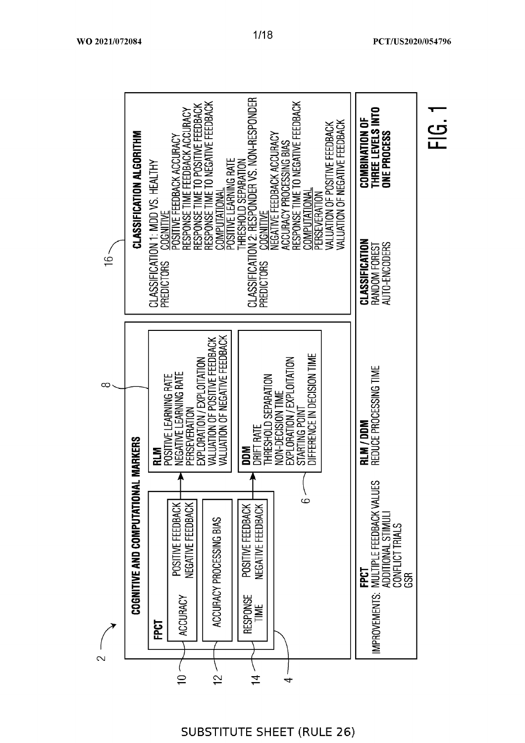**COGNITIVE AND COMPUTATIONAL MARKERS**

**FPCT**

- ACCURACY
  - POSITIVE FEEDBACK
  - NEGATIVE FEEDBACK
- ACCURACY PROCESSING BIAS
- RESPONSE TIME
  - POSITIVE FEEDBACK
  - NEGATIVE FEEDBACK

**RLM**

- POSITIVE LEARNING RATE
- NEGATIVE LEARNING RATE
- PERSEVERATION
- EXPLORATION / EXPLOITATION
- VALUATION OF POSITIVE FEEDBACK
- VALUATION OF NEGATIVE FEEDBACK

**DDM**

- DRIFT RATE
- THRESHOLD SEPARATION
- NON-DECISION TIME
- EXPLORATION / EXPLOITATION
- STARTING POINT
- DIFFERENCE IN DECISION TIME

**CLASSIFICATION ALGORITHM**

CLASSIFICATION 1: MDD VS. HEALTHY

PREDICTORS

<u>COGNITIVE</u>

- POSITIVE FEEDBACK ACCURACY
- RESPONSE TIME FEEDBACK ACCURACY
- RESPONSE TIME TO POSITIVE FEEDBACK
- RESPONSE TIME TO NEGATIVE FEEDBACK

<u>COMPUTATIONAL</u>

- POSITIVE LEARNING RATE
- THRESHOLD SEPARATION

CLASSIFICATION 2: RESPONDER VS. NON-RESPONDER

PREDICTORS

<u>COGNITIVE</u>

- NEGATIVE FEEDBACK ACCURACY
- ACCURACY PROCESSING BIAS
- RESPONSE TIME TO NEGATIVE FEEDBACK

<u>COMPUTATIONAL</u>

- PERSEVERATION
- VALUATION OF POSITIVE FEEDBACK
- VALUATION OF NEGATIVE FEEDBACK

IMPROVEMENTS:

**FPCT**

- MULTIPLE FEEDBACK VALUES
- ADDITIONAL STIMULI
- CONFLICT TRIALS
- GSR

**RLM / DDM**

- REDUCE PROCESSING TIME

**CLASSIFICATION**

- RANDOM FOREST
- AUTO-ENCODERS

**COMBINATION OF THREE LEVELS INTO ONE PROCESS**

2, 4, 6, 8, 10, 12, 14, 16

FIG. 1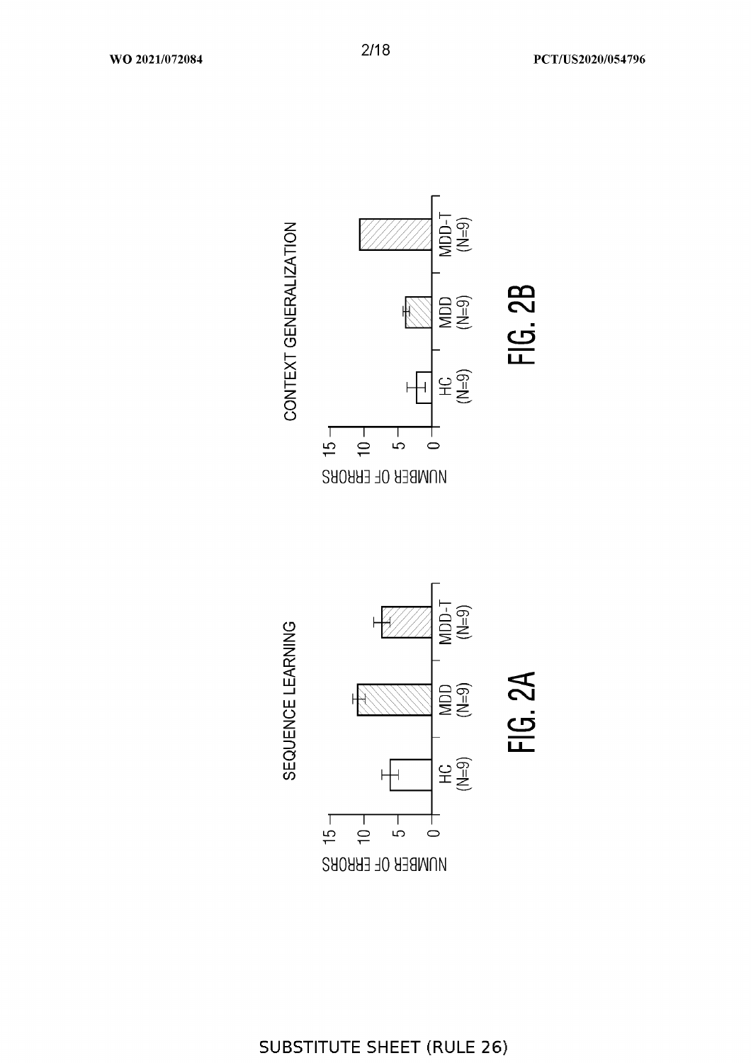SEQUENCE LEARNING

NUMBER OF ERRORS

15

10

5

0

HC (N=9)

MDD (N=9)

MDD-T (N=9)

FIG. 2A

CONTEXT GENERALIZATION

NUMBER OF ERRORS

15

10

5

0

HC (N=9)

MDD (N=9)

MDD-T (N=9)

FIG. 2B

SUBSTITUTE SHEET (RULE 26)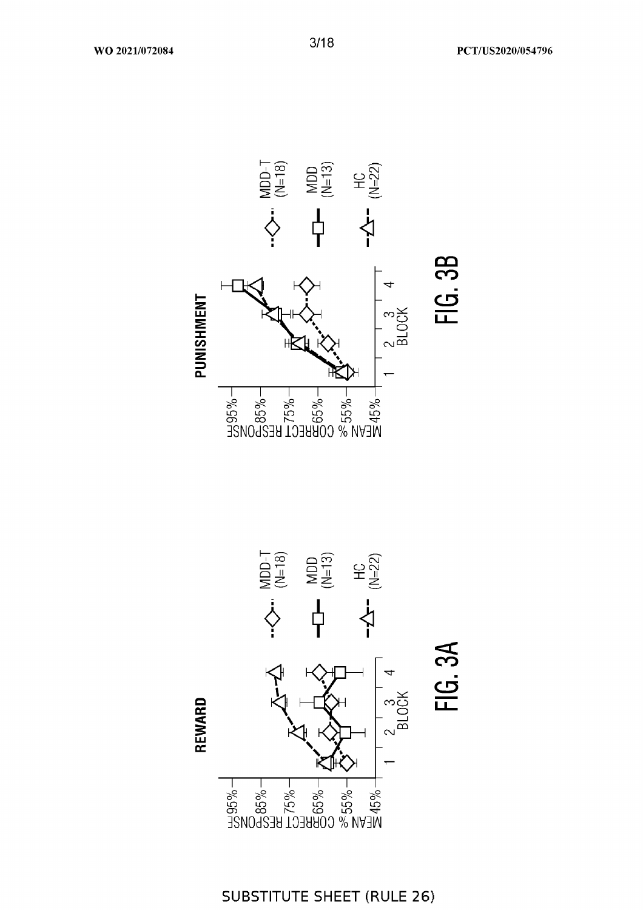REWARD

MEAN % CORRECT RESPONSE

95%
85%
75%
65%
55%
45%

BLOCK

1 2 3 4

MDD-T (N=18)

MDD (N=13)

HC (N=22)

FIG. 3A

PUNISHMENT

MEAN % CORRECT RESPONSE

95%
85%
75%
65%
55%
45%

BLOCK

1 2 3 4

MDD-T (N=18)

MDD (N=13)

HC (N=22)

FIG. 3B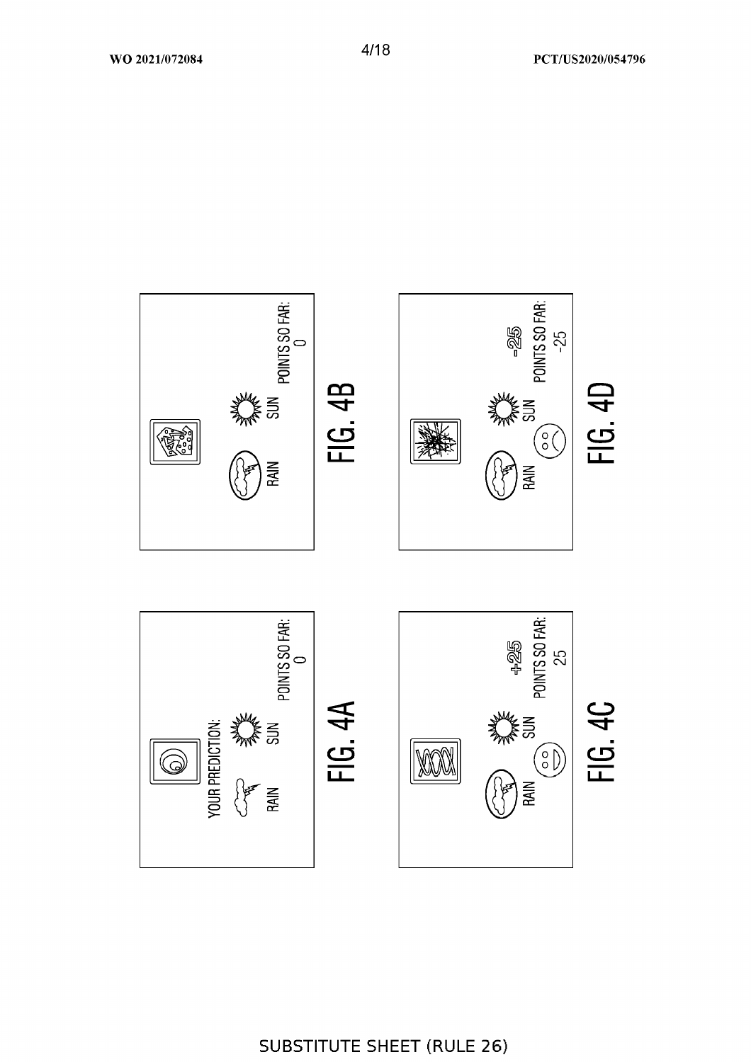YOUR PREDICTION:

RAIN SUN

POINTS SO FAR:
0

FIG. 4A

RAIN SUN

POINTS SO FAR:
0

FIG. 4B

RAIN SUN

+25
POINTS SO FAR:
25

FIG. 4C

RAIN SUN

-25
POINTS SO FAR:
-25

FIG. 4D

SUBSTITUTE SHEET (RULE 26)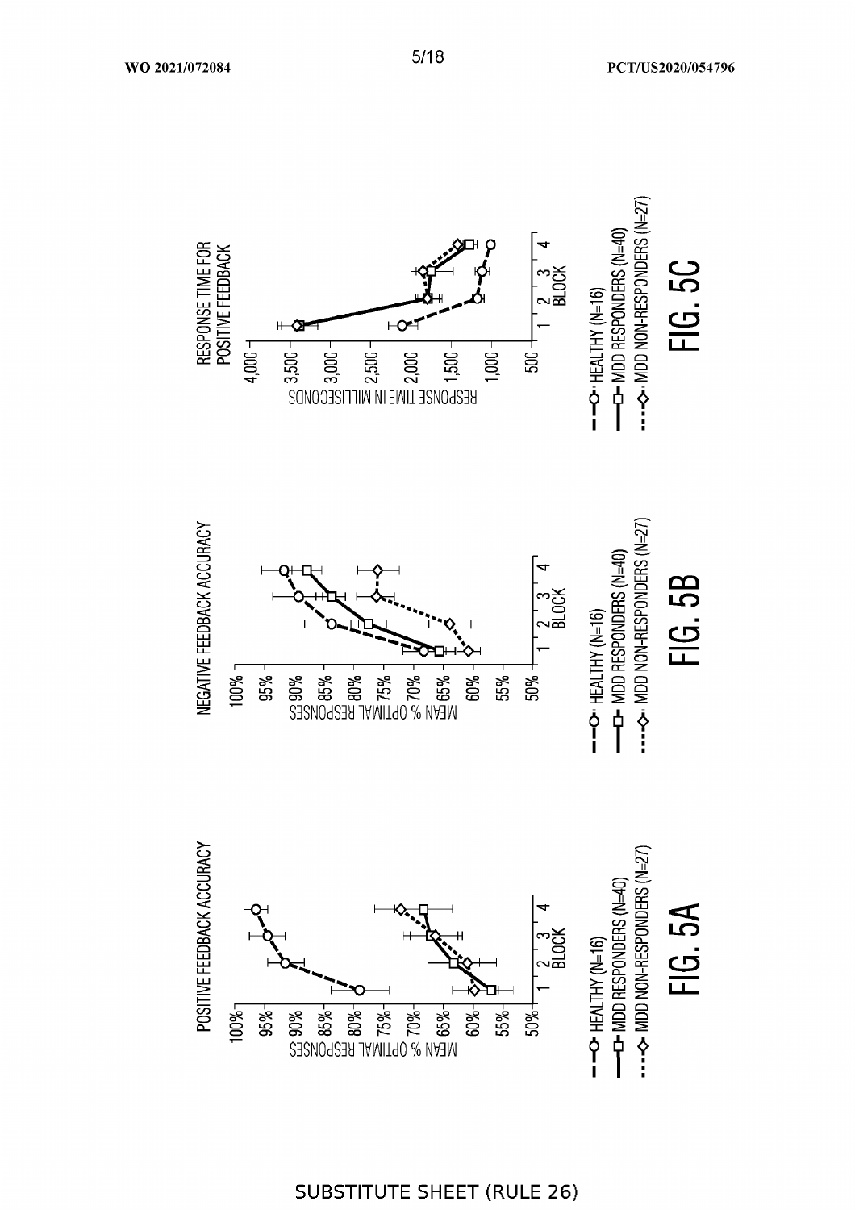POSITIVE FEEDBACK ACCURACY

MEAN % OPTIMAL RESPONSES

100%
95%
90%
85%
80%
75%
70%
65%
60%
55%
50%

1 2 3 4
BLOCK

HEALTHY (N=16)
MDD RESPONDERS (N=40)
MDD NON-RESPONDERS (N=27)

FIG. 5A

NEGATIVE FEEDBACK ACCURACY

MEAN % OPTIMAL RESPONSES

100%
95%
90%
85%
80%
75%
70%
65%
60%
55%
50%

1 2 3 4
BLOCK

HEALTHY (N=16)
MDD RESPONDERS (N=40)
MDD NON-RESPONDERS (N=27)

FIG. 5B

RESPONSE TIME FOR POSITIVE FEEDBACK

RESPONSE TIME IN MILLISECONDS

4,000
3,500
3,000
2,500
2,000
1,500
1,000
500

1 2 3 4
BLOCK

HEALTHY (N=16)
MDD RESPONDERS (N=40)
MDD NON-RESPONDERS (N=27)

FIG. 5C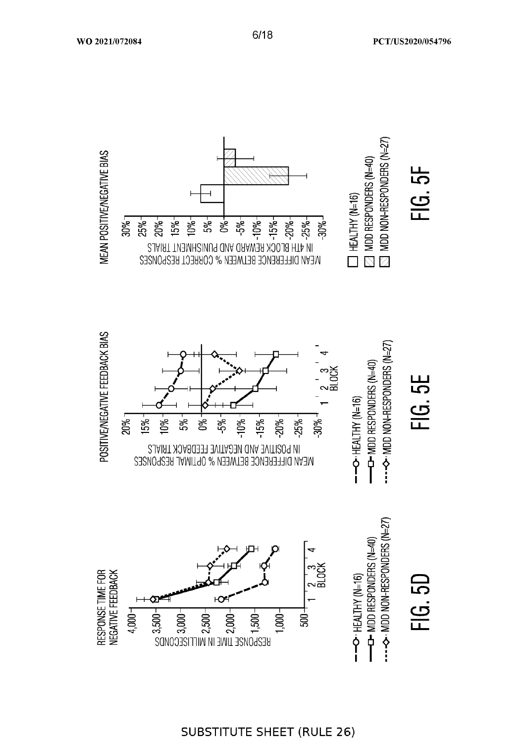RESPONSE TIME FOR NEGATIVE FEEDBACK

RESPONSE TIME IN MILLISECONDS

4,000
3,500
3,000
2,500
2,000
1,500
1,000
500

1 2 3 4
BLOCK

HEALTHY (N=16)
MDD RESPONDERS (N=40)
MDD NON-RESPONDERS (N=27)

FIG. 5D

POSITIVE/NEGATIVE FEEDBACK BIAS

MEAN DIFFERENCE BETWEEN % OPTIMAL RESPONSES IN POSITIVE AND NEGATIVE FEEDBACK TRIALS

20%
15%
10%
5%
0%
-5%
-10%
-15%
-20%
-25%
-30%

1 2 3 4
BLOCK

HEALTHY (N=16)
MDD RESPONDERS (N=40)
MDD NON-RESPONDERS (N=27)

FIG. 5E

MEAN POSITIVE/NEGATIVE BIAS

MEAN DIFFERENCE BETWEEN % CORRECT RESPONSES IN 4TH BLOCK REWARD AND PUNISHMENT TRIALS

30%
25%
20%
15%
10%
5%
0%
-5%
-10%
-15%
-20%
-25%
-30%

HEALTHY (N=16)
MDD RESPONDERS (N=40)
MDD NON-RESPONDERS (N=27)

FIG. 5F

SUBSTITUTE SHEET (RULE 26)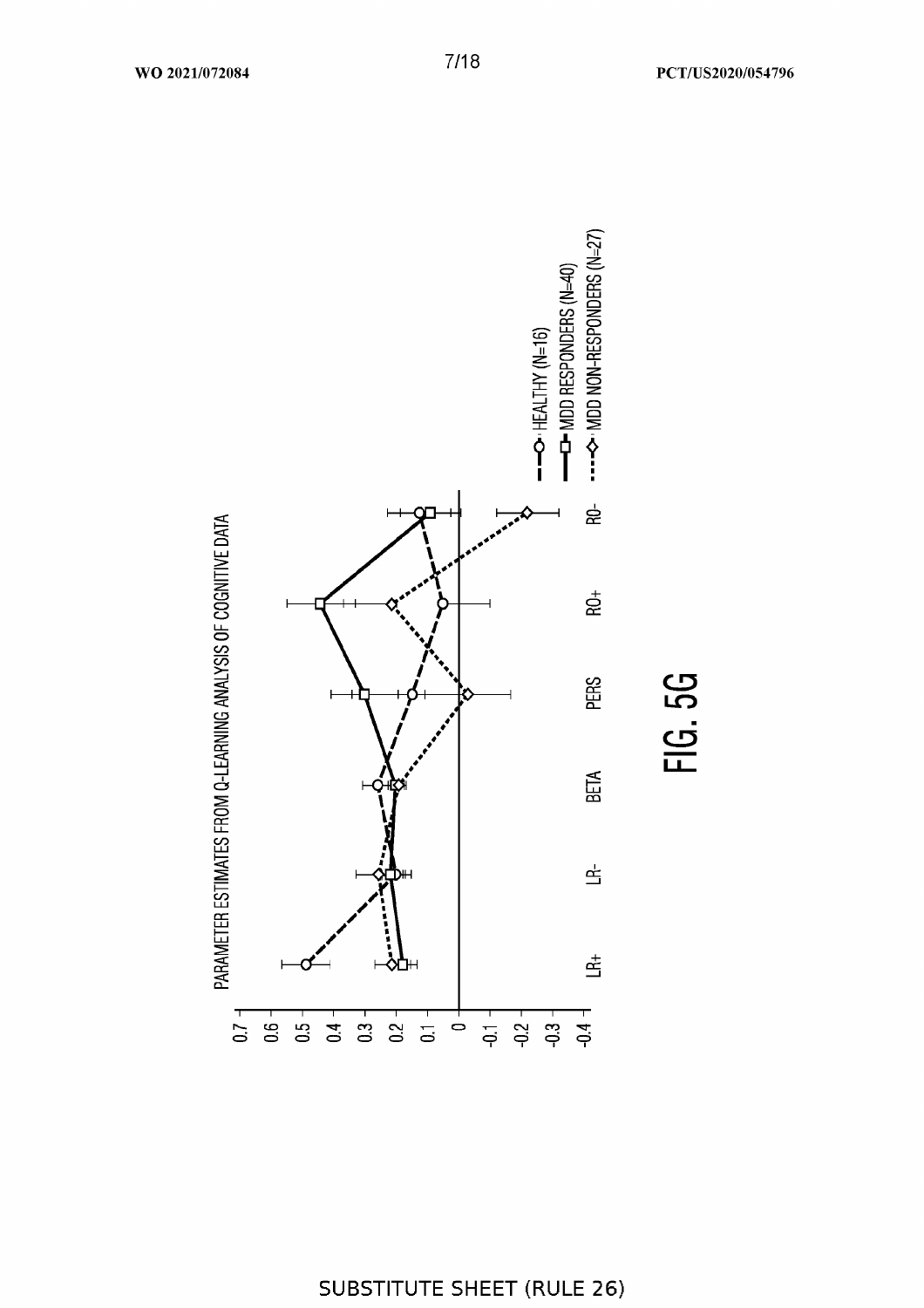PARAMETER ESTIMATES FROM Q-LEARNING ANALYSIS OF COGNITIVE DATA

HEALTHY (N=16)
MDD RESPONDERS (N=40)
MDD NON-RESPONDERS (N=27)

LR+ LR- BETA PERS RO+ RO-

FIG. 5G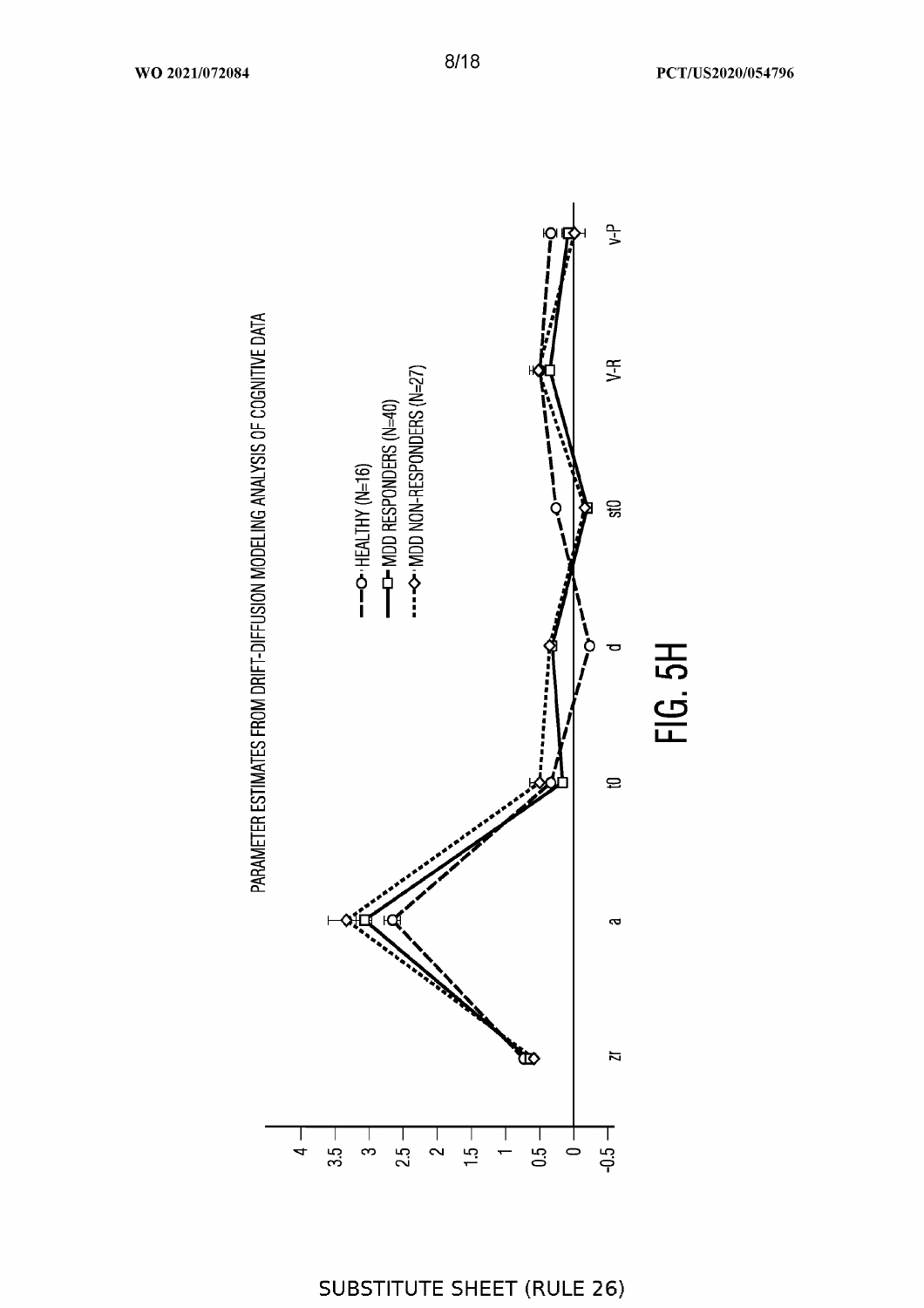PARAMETER ESTIMATES FROM DRIFT-DIFFUSION MODELING ANALYSIS OF COGNITIVE DATA

HEALTHY (N=16)
MDD RESPONDERS (N=40)
MDD NON-RESPONDERS (N=27)

4
3.5
3
2.5
2
1.5
1
0.5
0
-0.5

zr a t0 d st0 V-R v-P

FIG. 5H

SUBSTITUTE SHEET (RULE 26)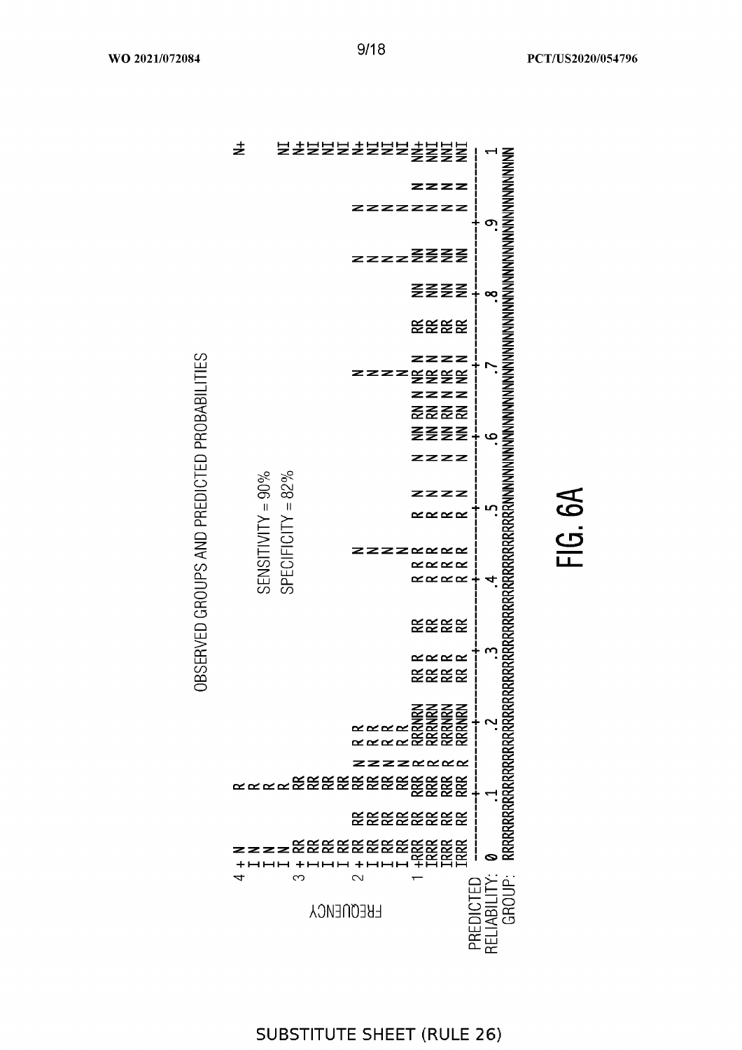OBSERVED GROUPS AND PREDICTED PROBABILITIES

SENSITIVITY = 90%

SPECIFICITY = 82%

FIG. 6A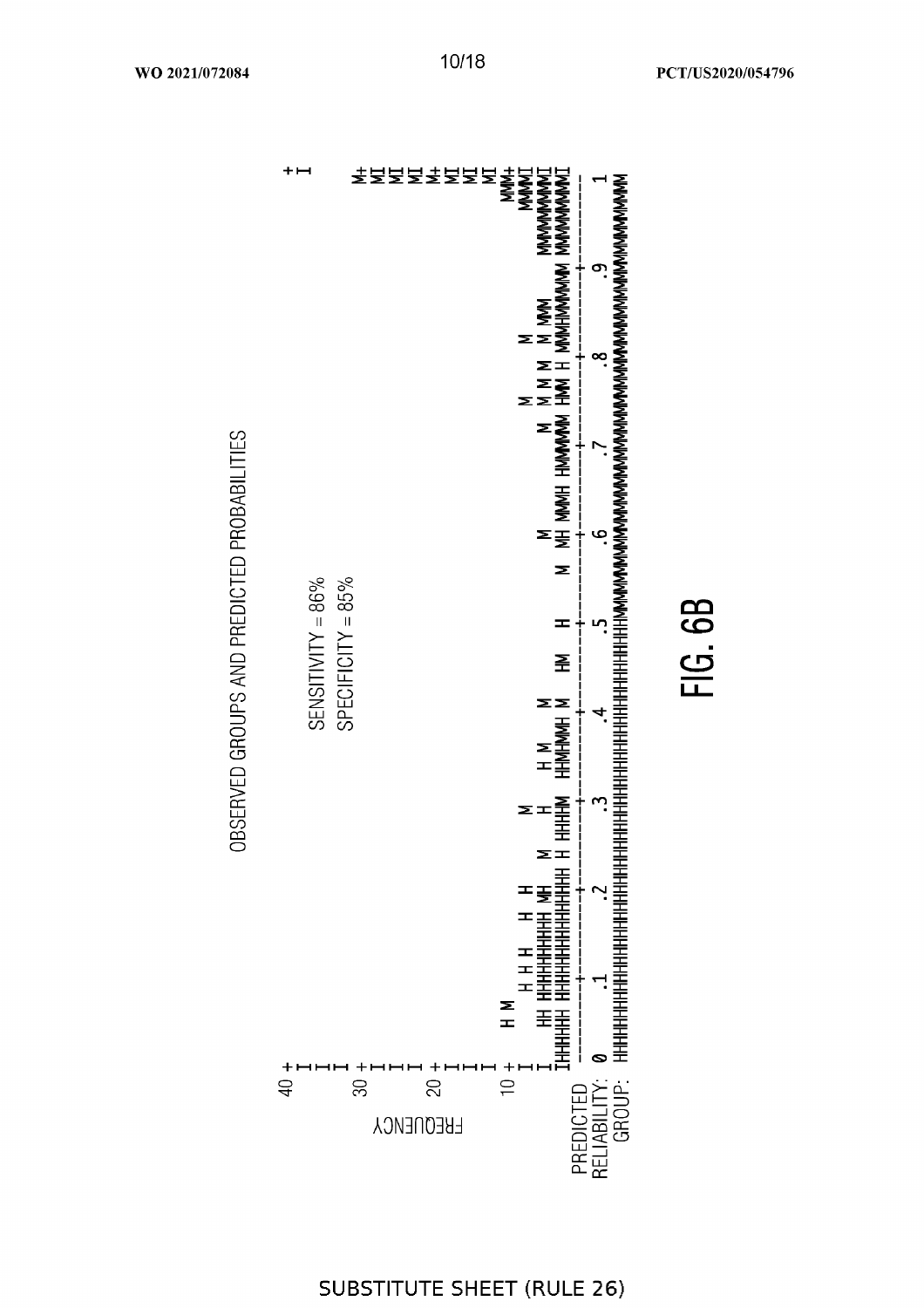OBSERVED GROUPS AND PREDICTED PROBABILITIES

SENSITIVITY = 86%

SPECIFICITY = 85%

FREQUENCY

PREDICTED RELIABILITY:

GROUP:

FIG. 6B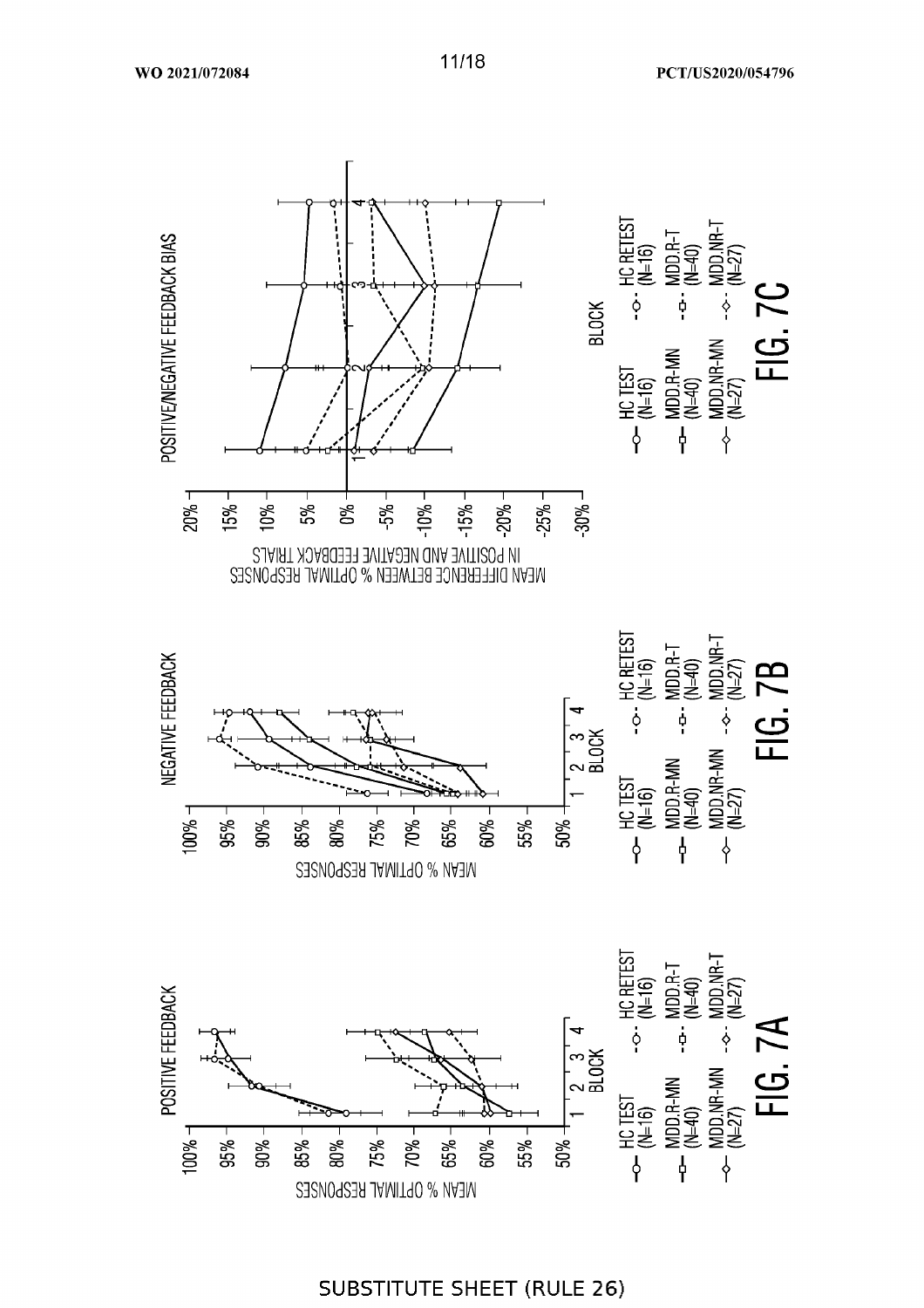POSITIVE FEEDBACK

MEAN % OPTIMAL RESPONSES

BLOCK

HC TEST (N=16) | HC RETEST (N=16) | MDD.R-MN (N=40) | MDD.R-T (N=40) | MDD.NR-MN (N=27) | MDD.NR-T (N=27)

FIG. 7A

NEGATIVE FEEDBACK

MEAN % OPTIMAL RESPONSES

BLOCK

HC TEST (N=16) | HC RETEST (N=16) | MDD.R-MN (N=40) | MDD.R-T (N=40) | MDD.NR-MN (N=27) | MDD.NR-T (N=27)

FIG. 7B

POSITIVE/NEGATIVE FEEDBACK BIAS

MEAN DIFFERENCE BETWEEN % OPTIMAL RESPONSES IN POSITIVE AND NEGATIVE FEEDBACK TRIALS

BLOCK

HC TEST (N=16) | HC RETEST (N=16) | MDD.R-MN (N=40) | MDD.R-T (N=40) | MDD.NR-MN (N=27) | MDD.NR-T (N=27)

FIG. 7C

SUBSTITUTE SHEET (RULE 26)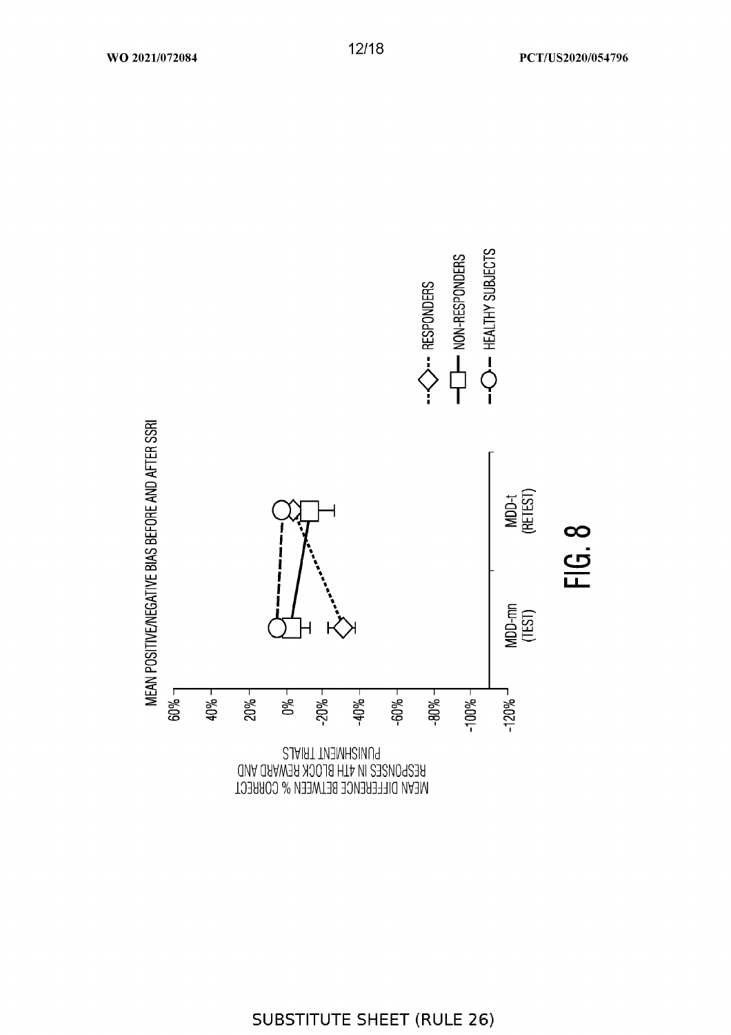MEAN POSITIVE/NEGATIVE BIAS BEFORE AND AFTER SSRI

MEAN DIFFERENCE BETWEEN % CORRECT RESPONSES IN 4TH BLOCK REWARD AND PUNISHMENT TRIALS

60%
40%
20%
0%
-20%
-40%
-60%
-80%
-100%
-120%

MDD-mn (TEST)

MDD-t (RETEST)

RESPONDERS

NON-RESPONDERS

HEALTHY SUBJECTS

FIG. 8

SUBSTITUTE SHEET (RULE 26)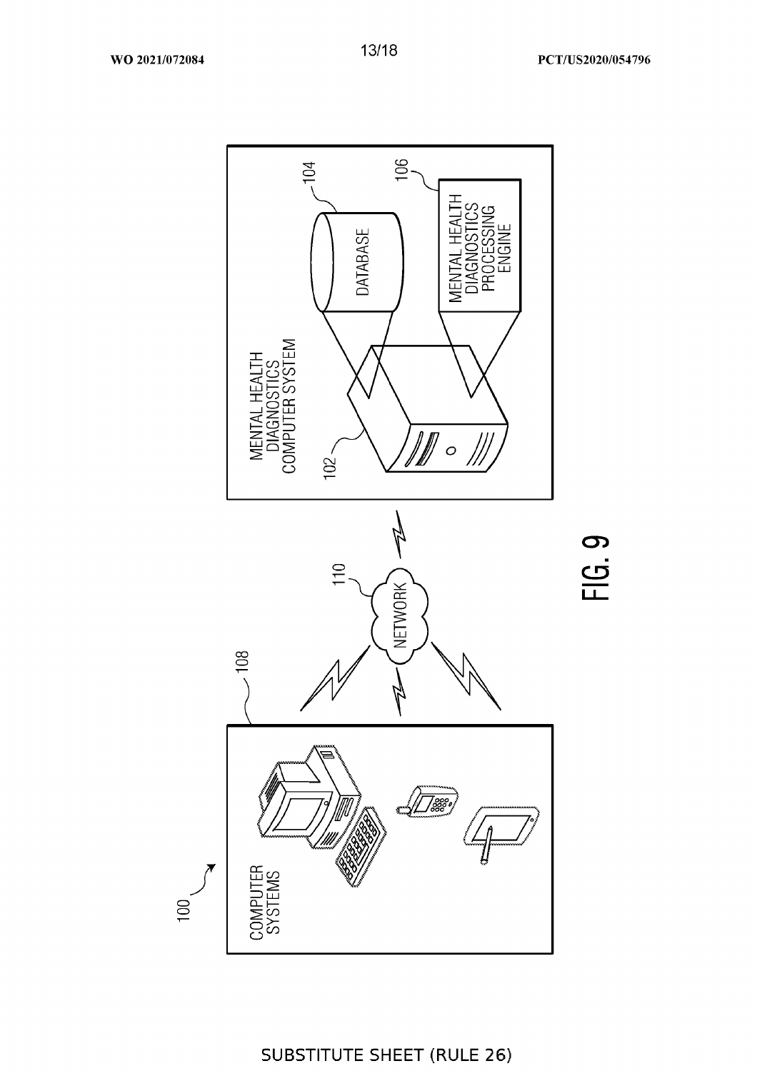100

COMPUTER SYSTEMS

108

110

NETWORK

MENTAL HEALTH DIAGNOSTICS COMPUTER SYSTEM

102

104

DATABASE

106

MENTAL HEALTH DIAGNOSTICS PROCESSING ENGINE

FIG. 9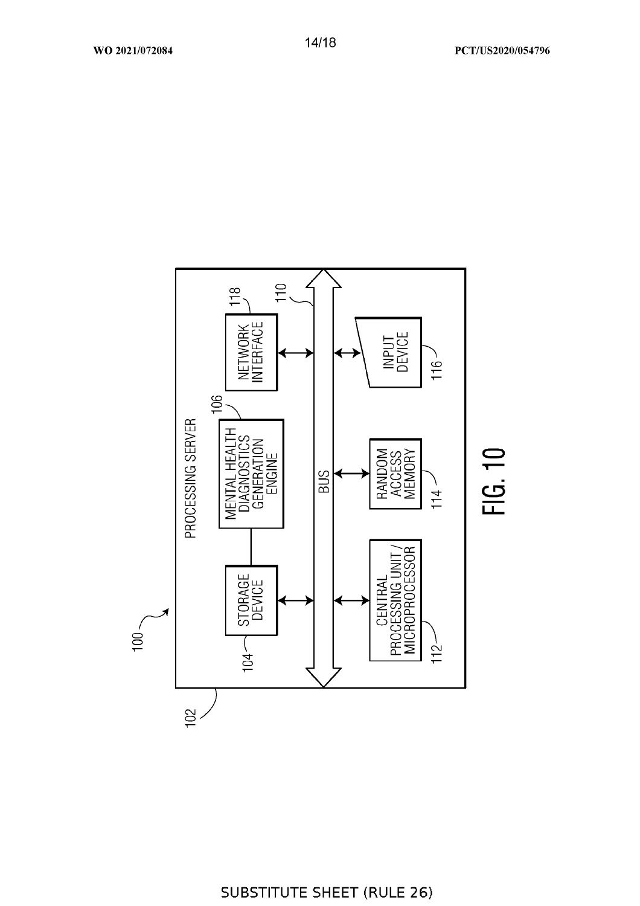100

102

PROCESSING SERVER

104 STORAGE DEVICE

106 MENTAL HEALTH DIAGNOSTICS GENERATION ENGINE

118 NETWORK INTERFACE

110 BUS

112 CENTRAL PROCESSING UNIT / MICROPROCESSOR

114 RANDOM ACCESS MEMORY

116 INPUT DEVICE

FIG. 10

SUBSTITUTE SHEET (RULE 26)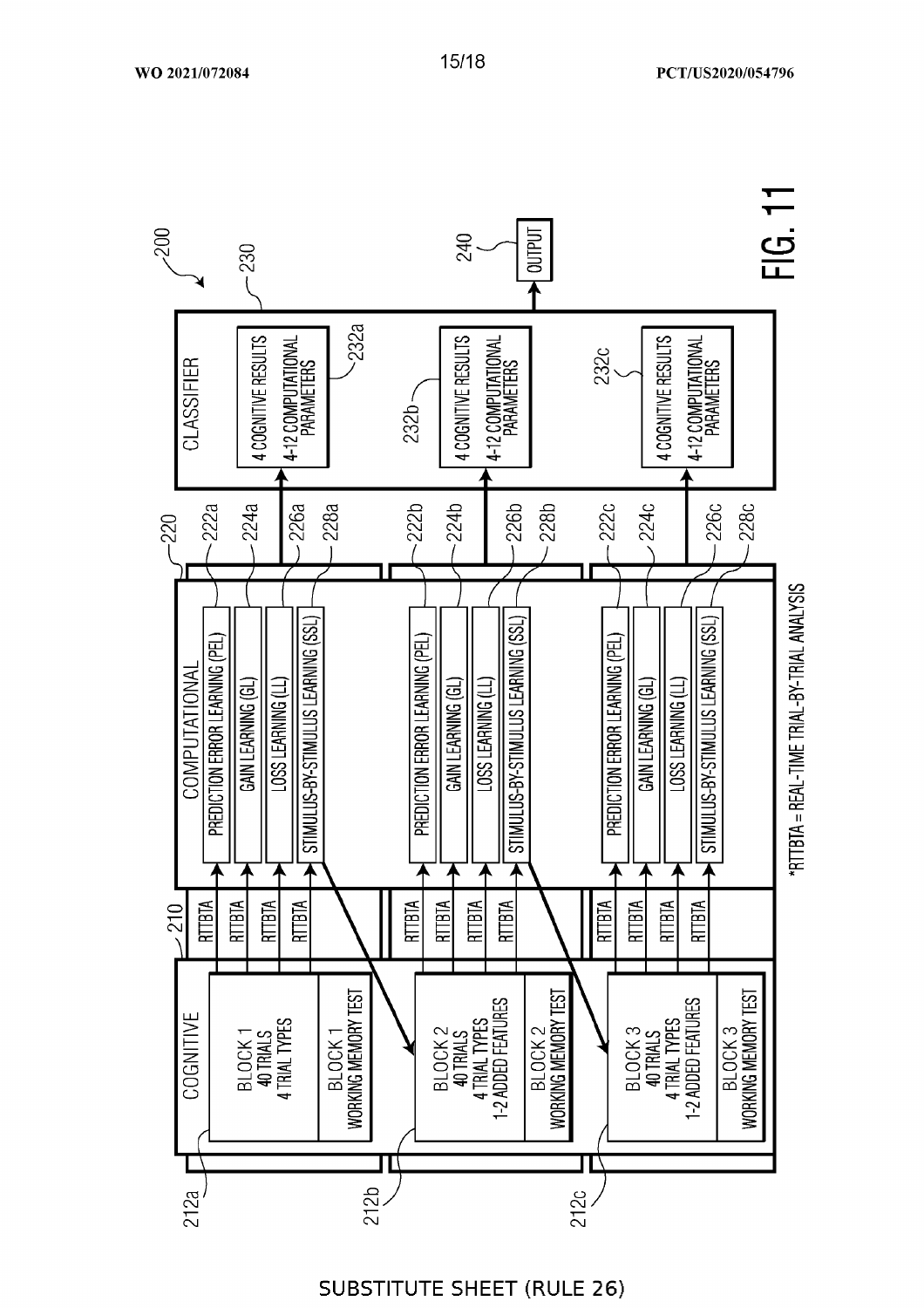200

COGNITIVE

212a — BLOCK 1
40 TRIALS
4 TRIAL TYPES

BLOCK 1
WORKING MEMORY TEST

212b — BLOCK 2
40 TRIALS
4 TRIAL TYPES
1-2 ADDED FEATURES

BLOCK 2
WORKING MEMORY TEST

212c — BLOCK 3
40 TRIALS
4 TRIAL TYPES
1-2 ADDED FEATURES

BLOCK 3
WORKING MEMORY TEST

210 — RTTBTA RTTBTA RTTBTA RTTBTA

220 — COMPUTATIONAL

222a PREDICTION ERROR LEARNING (PEL)
224a GAIN LEARNING (GL)
226a LOSS LEARNING (LL)
228a STIMULUS-BY-STIMULUS LEARNING (SSL)

222b PREDICTION ERROR LEARNING (PEL)
224b GAIN LEARNING (GL)
226b LOSS LEARNING (LL)
228b STIMULUS-BY-STIMULUS LEARNING (SSL)

222c PREDICTION ERROR LEARNING (PEL)
224c GAIN LEARNING (GL)
226c LOSS LEARNING (LL)
228c STIMULUS-BY-STIMULUS LEARNING (SSL)

230 — CLASSIFIER

232a — 4 COGNITIVE RESULTS
4-12 COMPUTATIONAL PARAMETERS

232b — 4 COGNITIVE RESULTS
4-12 COMPUTATIONAL PARAMETERS

232c — 4 COGNITIVE RESULTS
4-12 COMPUTATIONAL PARAMETERS

240 — OUTPUT

*RTTBTA = REAL-TIME TRIAL-BY-TRIAL ANALYSIS

FIG. 11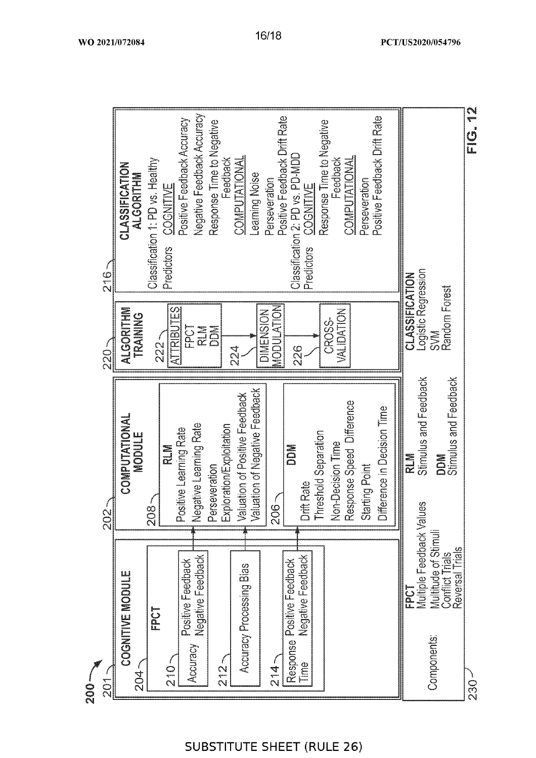**200**

**201**

**COGNITIVE MODULE** (204)

**FPCT**

210 — Accuracy: Positive Feedback, Negative Feedback

212 — Accuracy Processing Bias

214 — Response Time: Positive Feedback, Negative Feedback

**COMPUTATIONAL MODULE** (202)

208 — **RLM**
- Positive Learning Rate
- Negative Learning Rate
- Perseveration
- Exploration/Exploitation
- Valuation of Positive Feedback
- Valuation of Negative Feedback

206 — **DDM**
- Drift Rate
- Threshold Separation
- Non-Decision Time
- Response Speed Difference
- Starting Point
- Difference in Decision Time

**ALGORITHM TRAINING** (220)

222 — ATTRIBUTES: FPCT, RLM, DDM

224 — DIMENSION MODULATION

226 — CROSS-VALIDATION

**CLASSIFICATION ALGORITHM** (216)

Classification 1: PD vs. Healthy

Predictors:
- COGNITIVE
  - Positive Feedback Accuracy
  - Negative Feedback Accuracy
  - Response Time to Negative Feedback
- COMPUTATIONAL
  - Learning Noise
  - Perseveration
  - Positive Feedback Drift Rate

Classification 2: PD vs. PD-MDD

Predictors:
- COGNITIVE
  - Response Time to Negative Feedback
- COMPUTATIONAL
  - Perseveration
  - Positive Feedback Drift Rate

230 — Components:

**FPCT**
- Multiple Feedback Values
- Multitude of Stimuli
- Conflict Trials
- Reversal Trials

**RLM**
- Stimulus and Feedback

**DDM**
- Stimulus and Feedback

**CLASSIFICATION**
- Logistic Regression
- SVM
- Random Forest

**FIG. 12**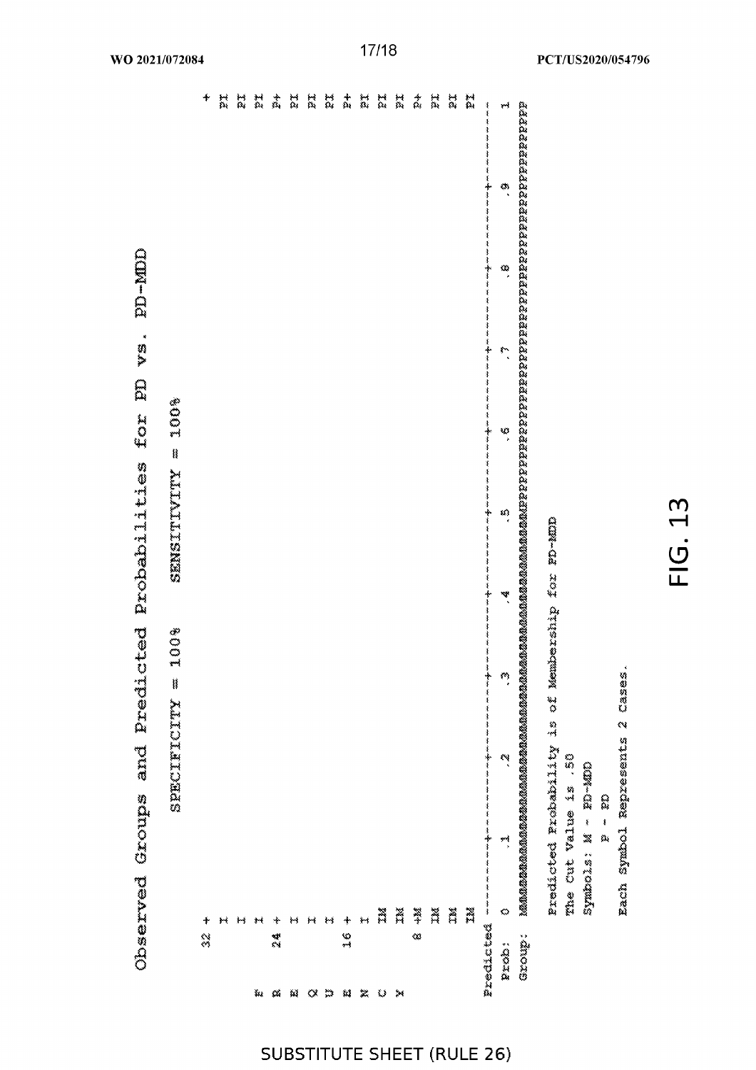Observed Groups and Predicted Probabilities for PD vs. PD-MDD

SPECIFICITY = 100%     SENSITIVITY = 100%

```
         32 +                                                                                                    +
            I                                                                                                   PI
            I                                                                                                   PI
F           I                                                                                                   PI
R        24 +                                                                                                   P+
E           I                                                                                                   PI
Q           I                                                                                                   PI
U           I                                                                                                   PI
E        16 +                                                                                                   P+
N           I                                                                                                   PI
C          MI                                                                                                   PI
Y          MI                                                                                                   PI
          8 +M                                                                                                  P+
           MI                                                                                                   PI
           MI                                                                                                   PI
           MI                                                                                                   PI
Predicted ---------+---------+---------+---------+---------+---------+---------+---------+---------+----------
  Prob:   0       .1        .2        .3        .4        .5        .6        .7        .8        .9         1
  Group:  MMMMMMMMMMMMMMMMMMMMMMMMMMMMMMMMMMMMMMMMMMMMMMMMMMPPPPPPPPPPPPPPPPPPPPPPPPPPPPPPPPPPPPPPPPPPPPPPPPPPP
```

Predicted Probability is of Membership for PD-MDD
The Cut Value is .50
Symbols: M - PD-MDD
P - PD
Each Symbol Represents 2 Cases.

FIG. 13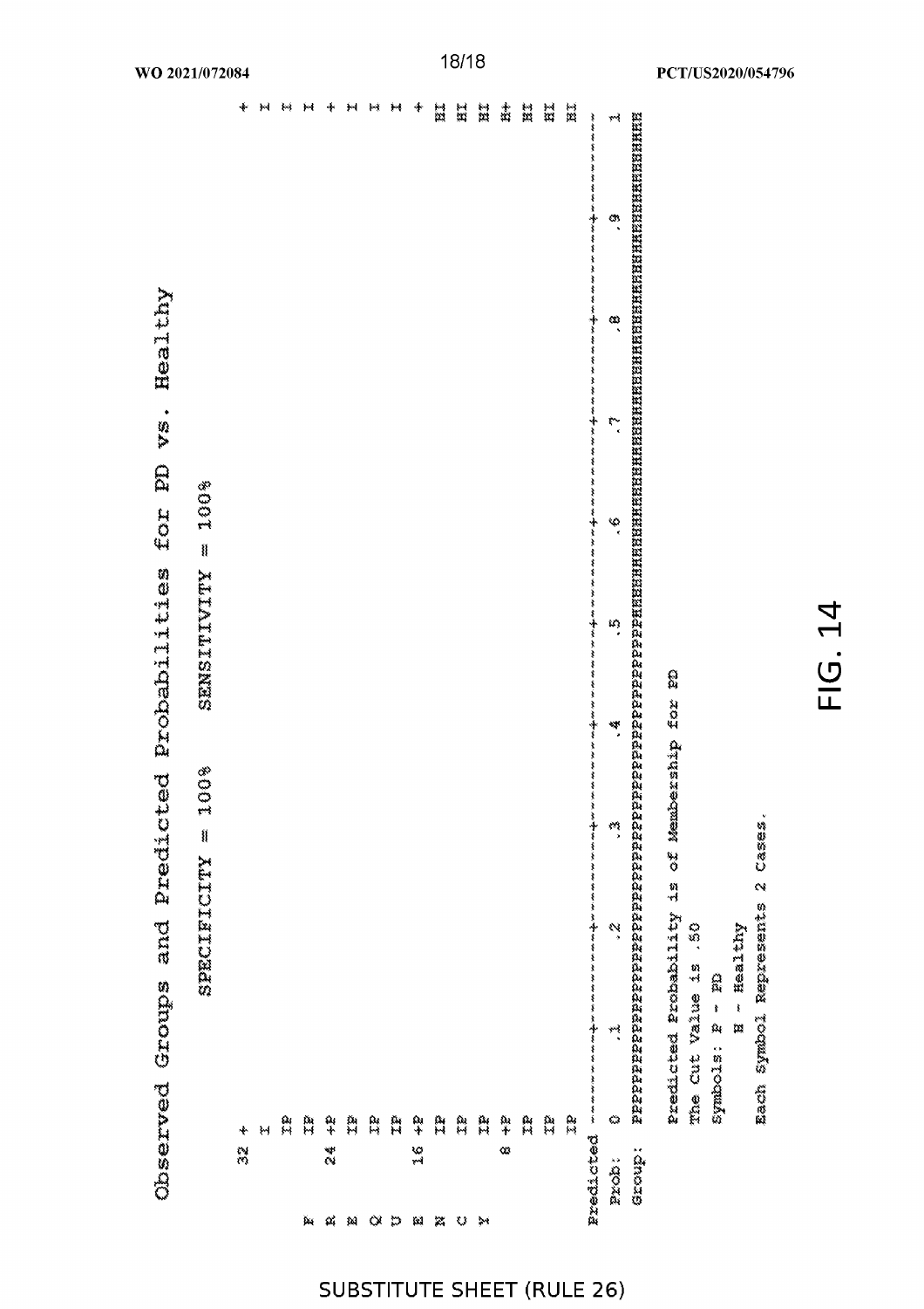# Observed Groups and Predicted Probabilities for PD vs. Healthy

SPECIFICITY = 100%     SENSITIVITY = 100%

```
     32 +                                                                                                    +
        I                                                                                                    I
        IP                                                                                                   I
F       IP                                                                                                   I
R    24 +P                                                                                                   +
E       IP                                                                                                   I
Q       IP                                                                                                   I
U       IP                                                                                                   I
E    16 +P                                                                                                   +
N       IP                                                                                                  HI
C       IP                                                                                                  HI
Y       IP                                                                                                  HI
      8 +P                                                                                                  H+
        IP                                                                                                  HI
        IP                                                                                                  HI
        IP                                                                                                  HI
Predicted ---------+---------+---------+---------+---------+---------+---------+---------+---------+----------
  Prob:   0       .1        .2        .3        .4        .5        .6        .7        .8        .9         1
  Group:  PPPPPPPPPPPPPPPPPPPPPPPPPPPPPPPPPPPPPPPPPPPPPPPPPPPPPPPPHHHHHHHHHHHHHHHHHHHHHHHHHHHHHHHHHHHHHHHHHHHHHHH

      Predicted Probability is of Membership for PD
      The Cut Value is .50
      Symbols: P - PD
               H - Healthy
      Each Symbol Represents 2 Cases.
```

FIG. 14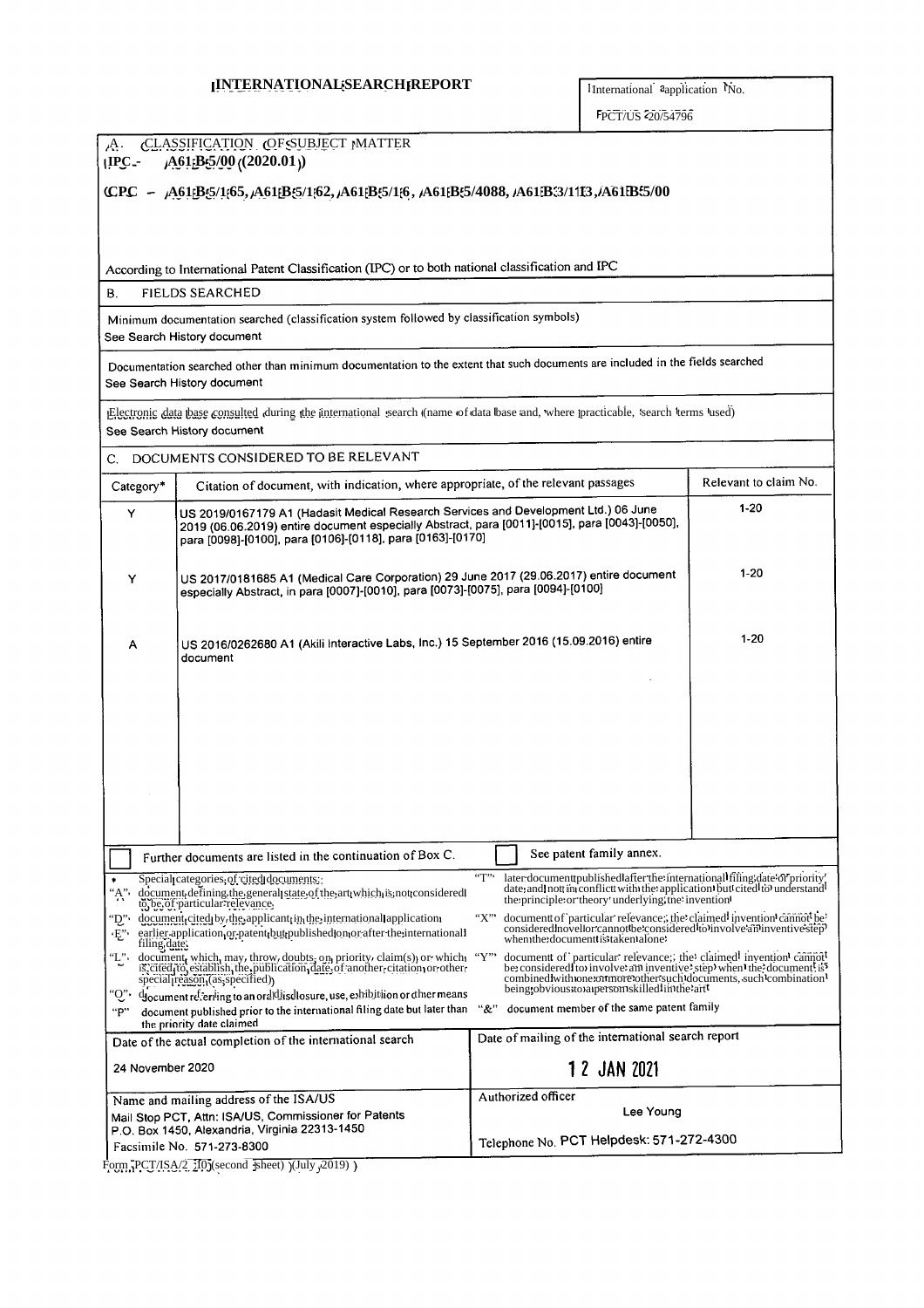# INTERNATIONAL SEARCH REPORT

International application No.
PCT/US 20/54796

A. CLASSIFICATION OF SUBJECT MATTER
IPC - A61B 5/00 (2020.01)

CPC - A61B 5/165, A61B 5/162, A61B 5/16, A61B 5/4088, A61B 3/113, A61B 5/00

According to International Patent Classification (IPC) or to both national classification and IPC

B. FIELDS SEARCHED

Minimum documentation searched (classification system followed by classification symbols)
See Search History document

Documentation searched other than minimum documentation to the extent that such documents are included in the fields searched
See Search History document

Electronic data base consulted during the international search (name of data base and, where practicable, search terms used)
See Search History document

C. DOCUMENTS CONSIDERED TO BE RELEVANT

| Category* | Citation of document, with indication, where appropriate, of the relevant passages | Relevant to claim No. |
|---|---|---|
| Y | US 2019/0167179 A1 (Hadasit Medical Research Services and Development Ltd.) 06 June 2019 (06.06.2019) entire document especially Abstract, para [0011]-[0015], para [0043]-[0050], para [0098]-[0100], para [0106]-[0118], para [0163]-[0170] | 1-20 |
| Y | US 2017/0181685 A1 (Medical Care Corporation) 29 June 2017 (29.06.2017) entire document especially Abstract, in para [0007]-[0010], para [0073]-[0075], para [0094]-[0100] | 1-20 |
| A | US 2016/0262680 A1 (Akili Interactive Labs, Inc.) 15 September 2016 (15.09.2016) entire document | 1-20 |

☐ Further documents are listed in the continuation of Box C. ☐ See patent family annex.

\* Special categories of cited documents:
"A" document defining the general state of the art which is not considered to be of particular relevance
"D" document cited by the applicant in the international application
"E" earlier application or patent but published on or after the international filing date
"L" document which may throw doubts on priority claim(s) or which is cited to establish the publication date of another citation or other special reason (as specified)
"O" document referring to an oral disclosure, use, exhibition or other means
"P" document published prior to the international filing date but later than the priority date claimed
"T" later document published after the international filing date or priority date and not in conflict with the application but cited to understand the principle or theory underlying the invention
"X" document of particular relevance; the claimed invention cannot be considered novel or cannot be considered to involve an inventive step when the document is taken alone
"Y" document of particular relevance; the claimed invention cannot be considered to involve an inventive step when the document is combined with one or more other such documents, such combination being obvious to a person skilled in the art
"&" document member of the same patent family

| Date of the actual completion of the international search | Date of mailing of the international search report |
|---|---|
| 24 November 2020 | 12 JAN 2021 |
| Name and mailing address of the ISA/US<br>Mail Stop PCT, Attn: ISA/US, Commissioner for Patents<br>P.O. Box 1450, Alexandria, Virginia 22313-1450<br>Facsimile No. 571-273-8300 | Authorized officer<br>Lee Young<br>Telephone No. PCT Helpdesk: 571-272-4300 |

Form PCT/ISA/210 (second sheet) (July 2019)